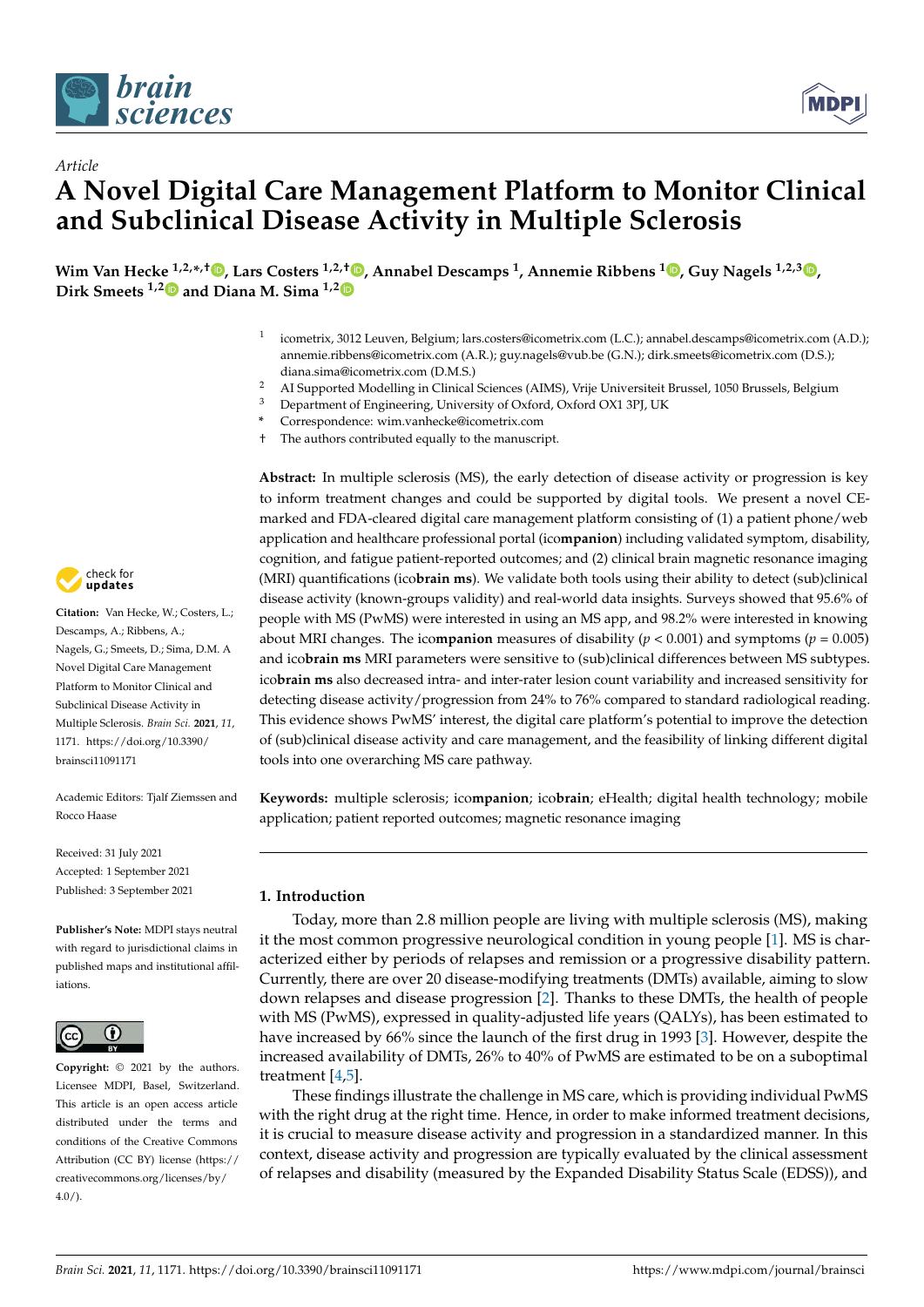*Article*

# A Novel Digital Care Management Platform to Monitor Clinical and Subclinical Disease Activity in Multiple Sclerosis

**Wim Van Hecke [1,2,*,†], Lars Costers [1,2,†], Annabel Descamps [1], Annemie Ribbens [1], Guy Nagels [1,2,3], Dirk Smeets [1,2] and Diana M. Sima [1,2]**

[1] icometrix, 3012 Leuven, Belgium; lars.costers@icometrix.com (L.C.); annabel.descamps@icometrix.com (A.D.); annemie.ribbens@icometrix.com (A.R.); guy.nagels@vub.be (G.N.); dirk.smeets@icometrix.com (D.S.); diana.sima@icometrix.com (D.M.S.)
[2] AI Supported Modelling in Clinical Sciences (AIMS), Vrije Universiteit Brussel, 1050 Brussels, Belgium
[3] Department of Engineering, University of Oxford, Oxford OX1 3PJ, UK
\* Correspondence: wim.vanhecke@icometrix.com
† The authors contributed equally to the manuscript.

**Abstract:** In multiple sclerosis (MS), the early detection of disease activity or progression is key to inform treatment changes and could be supported by digital tools. We present a novel CE-marked and FDA-cleared digital care management platform consisting of (1) a patient phone/web application and healthcare professional portal (ico**mpanion**) including validated symptom, disability, cognition, and fatigue patient-reported outcomes; and (2) clinical brain magnetic resonance imaging (MRI) quantifications (ico**brain ms**). We validate both tools using their ability to detect (sub)clinical disease activity (known-groups validity) and real-world data insights. Surveys showed that 95.6% of people with MS (PwMS) were interested in using an MS app, and 98.2% were interested in knowing about MRI changes. The ico**mpanion** measures of disability ($p < 0.001$) and symptoms ($p = 0.005$) and ico**brain ms** MRI parameters were sensitive to (sub)clinical differences between MS subtypes. ico**brain ms** also decreased intra- and inter-rater lesion count variability and increased sensitivity for detecting disease activity/progression from 24% to 76% compared to standard radiological reading. This evidence shows PwMS' interest, the digital care platform's potential to improve the detection of (sub)clinical disease activity and care management, and the feasibility of linking different digital tools into one overarching MS care pathway.

**Keywords:** multiple sclerosis; ico**mpanion**; ico**brain**; eHealth; digital health technology; mobile application; patient reported outcomes; magnetic resonance imaging

**Citation:** Van Hecke, W.; Costers, L.; Descamps, A.; Ribbens, A.; Nagels, G.; Smeets, D.; Sima, D.M. A Novel Digital Care Management Platform to Monitor Clinical and Subclinical Disease Activity in Multiple Sclerosis. *Brain Sci.* **2021**, *11*, 1171. https://doi.org/10.3390/brainsci11091171

Academic Editors: Tjalf Ziemssen and Rocco Haase

Received: 31 July 2021
Accepted: 1 September 2021
Published: 3 September 2021

**Publisher's Note:** MDPI stays neutral with regard to jurisdictional claims in published maps and institutional affiliations.

**Copyright:** © 2021 by the authors. Licensee MDPI, Basel, Switzerland. This article is an open access article distributed under the terms and conditions of the Creative Commons Attribution (CC BY) license (https://creativecommons.org/licenses/by/4.0/).

## 1. Introduction

Today, more than 2.8 million people are living with multiple sclerosis (MS), making it the most common progressive neurological condition in young people [1]. MS is characterized either by periods of relapses and remission or a progressive disability pattern. Currently, there are over 20 disease-modifying treatments (DMTs) available, aiming to slow down relapses and disease progression [2]. Thanks to these DMTs, the health of people with MS (PwMS), expressed in quality-adjusted life years (QALYs), has been estimated to have increased by 66% since the launch of the first drug in 1993 [3]. However, despite the increased availability of DMTs, 26% to 40% of PwMS are estimated to be on a suboptimal treatment [4,5].

These findings illustrate the challenge in MS care, which is providing individual PwMS with the right drug at the right time. Hence, in order to make informed treatment decisions, it is crucial to measure disease activity and progression in a standardized manner. In this context, disease activity and progression are typically evaluated by the clinical assessment of relapses and disability (measured by the Expanded Disability Status Scale (EDSS)), and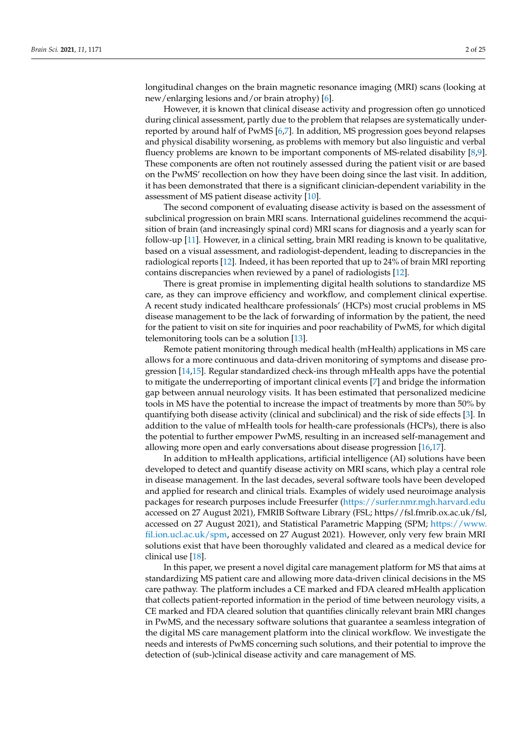longitudinal changes on the brain magnetic resonance imaging (MRI) scans (looking at new/enlarging lesions and/or brain atrophy) [6].

However, it is known that clinical disease activity and progression often go unnoticed during clinical assessment, partly due to the problem that relapses are systematically underreported by around half of PwMS [6,7]. In addition, MS progression goes beyond relapses and physical disability worsening, as problems with memory but also linguistic and verbal fluency problems are known to be important components of MS-related disability [8,9]. These components are often not routinely assessed during the patient visit or are based on the PwMS' recollection on how they have been doing since the last visit. In addition, it has been demonstrated that there is a significant clinician-dependent variability in the assessment of MS patient disease activity [10].

The second component of evaluating disease activity is based on the assessment of subclinical progression on brain MRI scans. International guidelines recommend the acquisition of brain (and increasingly spinal cord) MRI scans for diagnosis and a yearly scan for follow-up [11]. However, in a clinical setting, brain MRI reading is known to be qualitative, based on a visual assessment, and radiologist-dependent, leading to discrepancies in the radiological reports [12]. Indeed, it has been reported that up to 24% of brain MRI reporting contains discrepancies when reviewed by a panel of radiologists [12].

There is great promise in implementing digital health solutions to standardize MS care, as they can improve efficiency and workflow, and complement clinical expertise. A recent study indicated healthcare professionals' (HCPs) most crucial problems in MS disease management to be the lack of forwarding of information by the patient, the need for the patient to visit on site for inquiries and poor reachability of PwMS, for which digital telemonitoring tools can be a solution [13].

Remote patient monitoring through medical health (mHealth) applications in MS care allows for a more continuous and data-driven monitoring of symptoms and disease progression [14,15]. Regular standardized check-ins through mHealth apps have the potential to mitigate the underreporting of important clinical events [7] and bridge the information gap between annual neurology visits. It has been estimated that personalized medicine tools in MS have the potential to increase the impact of treatments by more than 50% by quantifying both disease activity (clinical and subclinical) and the risk of side effects [3]. In addition to the value of mHealth tools for health-care professionals (HCPs), there is also the potential to further empower PwMS, resulting in an increased self-management and allowing more open and early conversations about disease progression [16,17].

In addition to mHealth applications, artificial intelligence (AI) solutions have been developed to detect and quantify disease activity on MRI scans, which play a central role in disease management. In the last decades, several software tools have been developed and applied for research and clinical trials. Examples of widely used neuroimage analysis packages for research purposes include Freesurfer (https://surfer.nmr.mgh.harvard.edu accessed on 27 August 2021), FMRIB Software Library (FSL; https//fsl.fmrib.ox.ac.uk/fsl, accessed on 27 August 2021), and Statistical Parametric Mapping (SPM; https://www.fil.ion.ucl.ac.uk/spm, accessed on 27 August 2021). However, only very few brain MRI solutions exist that have been thoroughly validated and cleared as a medical device for clinical use [18].

In this paper, we present a novel digital care management platform for MS that aims at standardizing MS patient care and allowing more data-driven clinical decisions in the MS care pathway. The platform includes a CE marked and FDA cleared mHealth application that collects patient-reported information in the period of time between neurology visits, a CE marked and FDA cleared solution that quantifies clinically relevant brain MRI changes in PwMS, and the necessary software solutions that guarantee a seamless integration of the digital MS care management platform into the clinical workflow. We investigate the needs and interests of PwMS concerning such solutions, and their potential to improve the detection of (sub-)clinical disease activity and care management of MS.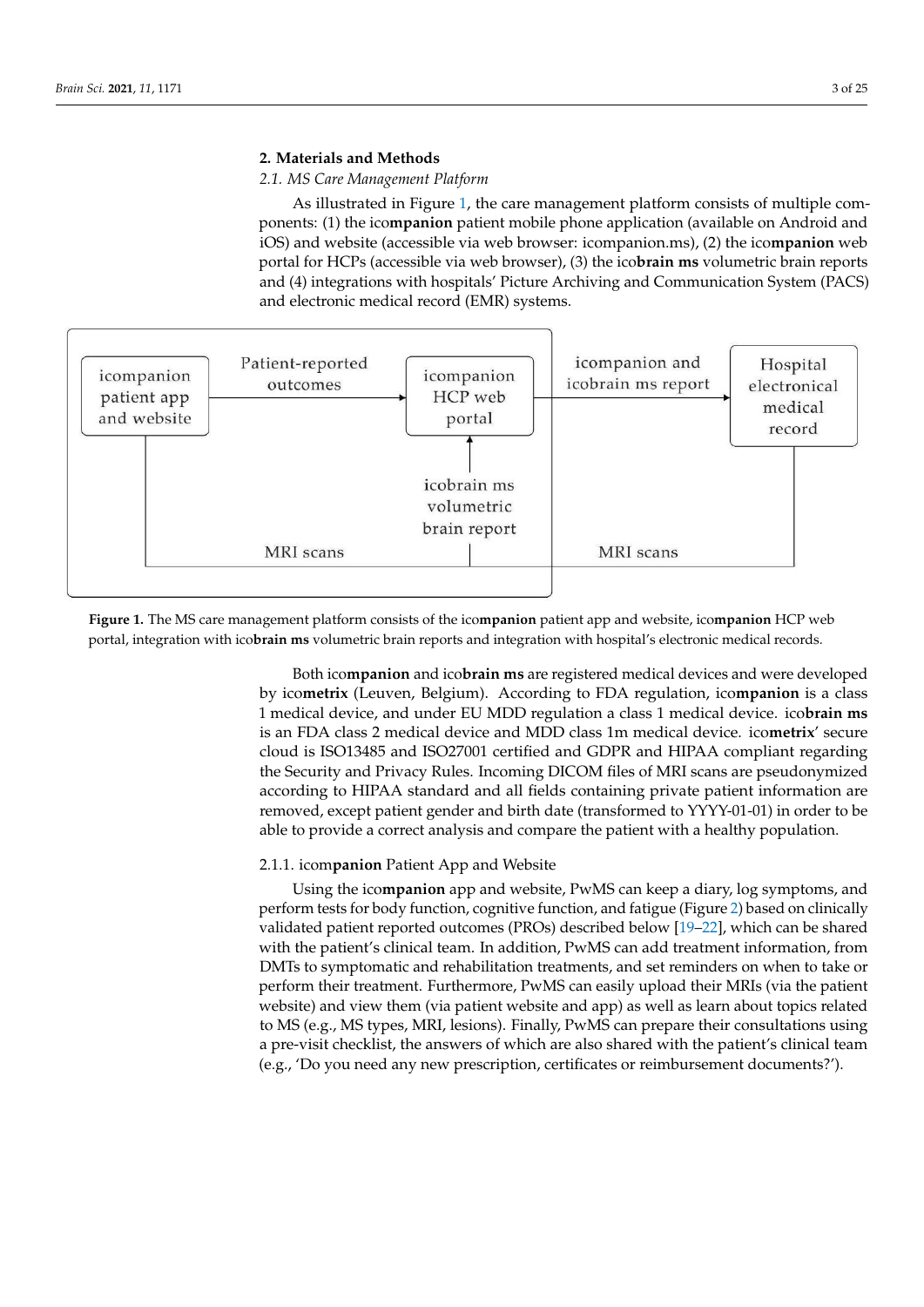## 2. Materials and Methods

### *2.1. MS Care Management Platform*

As illustrated in Figure 1, the care management platform consists of multiple components: (1) the ico**mpanion** patient mobile phone application (available on Android and iOS) and website (accessible via web browser: icompanion.ms), (2) the ico**mpanion** web portal for HCPs (accessible via web browser), (3) the ico**brain ms** volumetric brain reports and (4) integrations with hospitals' Picture Archiving and Communication System (PACS) and electronic medical record (EMR) systems.

**Figure 1.** The MS care management platform consists of the ico**mpanion** patient app and website, ico**mpanion** HCP web portal, integration with ico**brain ms** volumetric brain reports and integration with hospital's electronic medical records.

Both ico**mpanion** and ico**brain ms** are registered medical devices and were developed by ico**metrix** (Leuven, Belgium). According to FDA regulation, ico**mpanion** is a class 1 medical device, and under EU MDD regulation a class 1 medical device. ico**brain ms** is an FDA class 2 medical device and MDD class 1m medical device. ico**metrix**' secure cloud is ISO13485 and ISO27001 certified and GDPR and HIPAA compliant regarding the Security and Privacy Rules. Incoming DICOM files of MRI scans are pseudonymized according to HIPAA standard and all fields containing private patient information are removed, except patient gender and birth date (transformed to YYYY-01-01) in order to be able to provide a correct analysis and compare the patient with a healthy population.

#### 2.1.1. icom**panion** Patient App and Website

Using the ico**mpanion** app and website, PwMS can keep a diary, log symptoms, and perform tests for body function, cognitive function, and fatigue (Figure 2) based on clinically validated patient reported outcomes (PROs) described below [19–22], which can be shared with the patient's clinical team. In addition, PwMS can add treatment information, from DMTs to symptomatic and rehabilitation treatments, and set reminders on when to take or perform their treatment. Furthermore, PwMS can easily upload their MRIs (via the patient website) and view them (via patient website and app) as well as learn about topics related to MS (e.g., MS types, MRI, lesions). Finally, PwMS can prepare their consultations using a pre-visit checklist, the answers of which are also shared with the patient's clinical team (e.g., 'Do you need any new prescription, certificates or reimbursement documents?').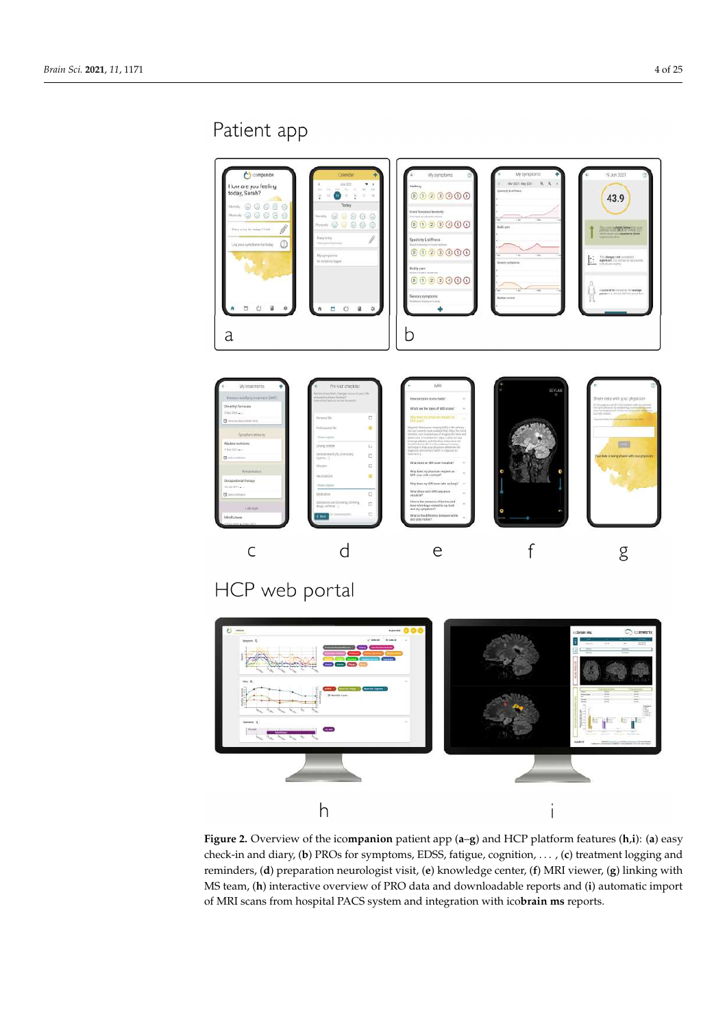**Figure 2.** Overview of the ico**mpanion** patient app (**a**–**g**) and HCP platform features (**h**,**i**): (**a**) easy check-in and diary, (**b**) PROs for symptoms, EDSS, fatigue, cognition, . . . , (**c**) treatment logging and reminders, (**d**) preparation neurologist visit, (**e**) knowledge center, (**f**) MRI viewer, (**g**) linking with MS team, (**h**) interactive overview of PRO data and downloadable reports and (**i**) automatic import of MRI scans from hospital PACS system and integration with ico**brain ms** reports.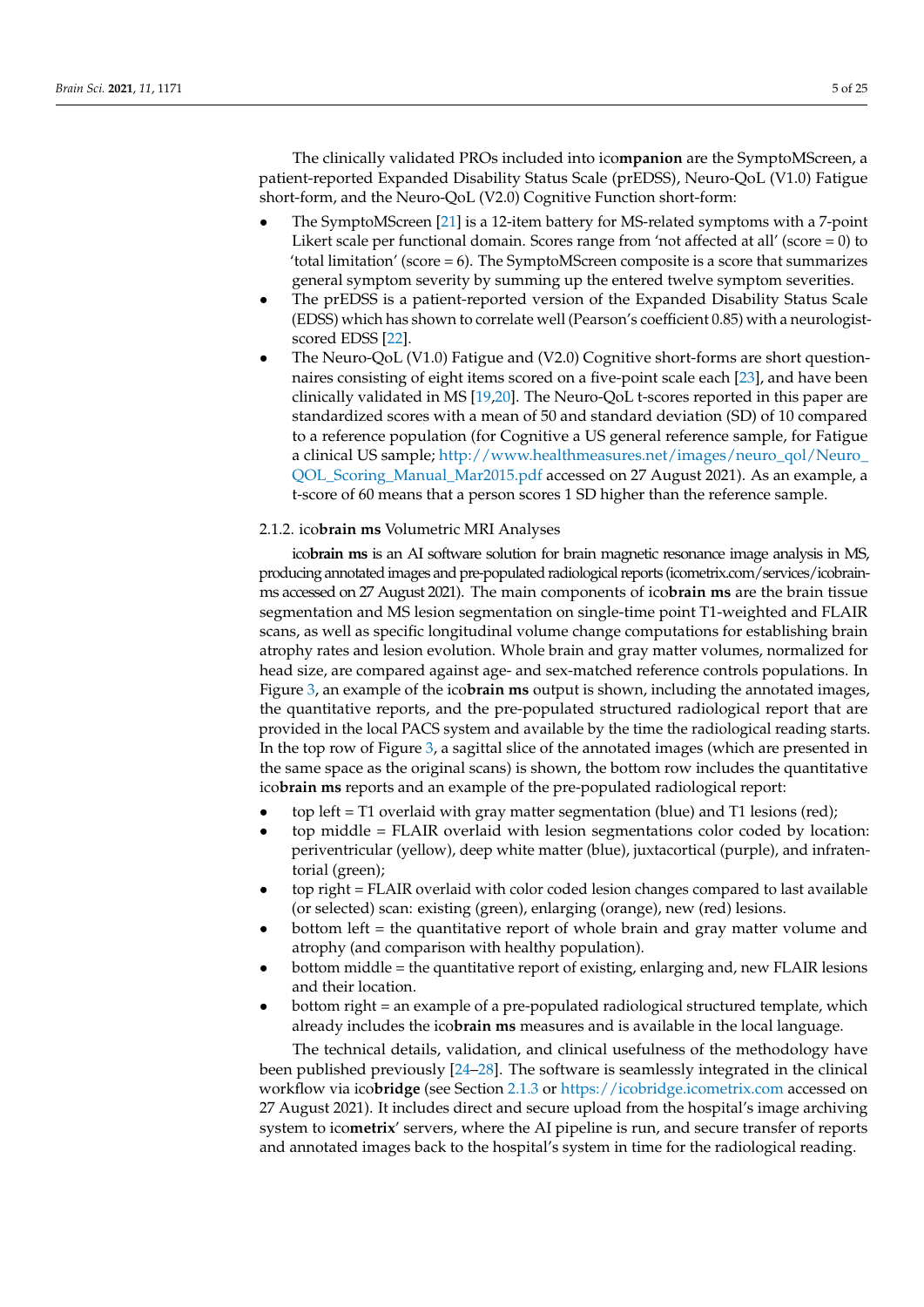The clinically validated PROs included into ico**mpanion** are the SymptoMScreen, a patient-reported Expanded Disability Status Scale (prEDSS), Neuro-QoL (V1.0) Fatigue short-form, and the Neuro-QoL (V2.0) Cognitive Function short-form:

- The SymptoMScreen [21] is a 12-item battery for MS-related symptoms with a 7-point Likert scale per functional domain. Scores range from 'not affected at all' (score = 0) to 'total limitation' (score = 6). The SymptoMScreen composite is a score that summarizes general symptom severity by summing up the entered twelve symptom severities.
- The prEDSS is a patient-reported version of the Expanded Disability Status Scale (EDSS) which has shown to correlate well (Pearson's coefficient 0.85) with a neurologist-scored EDSS [22].
- The Neuro-QoL (V1.0) Fatigue and (V2.0) Cognitive short-forms are short questionnaires consisting of eight items scored on a five-point scale each [23], and have been clinically validated in MS [19,20]. The Neuro-QoL t-scores reported in this paper are standardized scores with a mean of 50 and standard deviation (SD) of 10 compared to a reference population (for Cognitive a US general reference sample, for Fatigue a clinical US sample; http://www.healthmeasures.net/images/neuro_qol/Neuro_QOL_Scoring_Manual_Mar2015.pdf accessed on 27 August 2021). As an example, a t-score of 60 means that a person scores 1 SD higher than the reference sample.

#### 2.1.2. ico**brain ms** Volumetric MRI Analyses

ico**brain ms** is an AI software solution for brain magnetic resonance image analysis in MS, producing annotated images and pre-populated radiological reports (icometrix.com/services/icobrain-ms accessed on 27 August 2021). The main components of ico**brain ms** are the brain tissue segmentation and MS lesion segmentation on single-time point T1-weighted and FLAIR scans, as well as specific longitudinal volume change computations for establishing brain atrophy rates and lesion evolution. Whole brain and gray matter volumes, normalized for head size, are compared against age- and sex-matched reference controls populations. In Figure 3, an example of the ico**brain ms** output is shown, including the annotated images, the quantitative reports, and the pre-populated structured radiological report that are provided in the local PACS system and available by the time the radiological reading starts. In the top row of Figure 3, a sagittal slice of the annotated images (which are presented in the same space as the original scans) is shown, the bottom row includes the quantitative ico**brain ms** reports and an example of the pre-populated radiological report:

- top left = T1 overlaid with gray matter segmentation (blue) and T1 lesions (red);
- top middle = FLAIR overlaid with lesion segmentations color coded by location: periventricular (yellow), deep white matter (blue), juxtacortical (purple), and infratentorial (green);
- top right = FLAIR overlaid with color coded lesion changes compared to last available (or selected) scan: existing (green), enlarging (orange), new (red) lesions.
- bottom left = the quantitative report of whole brain and gray matter volume and atrophy (and comparison with healthy population).
- bottom middle = the quantitative report of existing, enlarging and, new FLAIR lesions and their location.
- bottom right = an example of a pre-populated radiological structured template, which already includes the ico**brain ms** measures and is available in the local language.

The technical details, validation, and clinical usefulness of the methodology have been published previously [24–28]. The software is seamlessly integrated in the clinical workflow via ico**bridge** (see Section 2.1.3 or https://icobridge.icometrix.com accessed on 27 August 2021). It includes direct and secure upload from the hospital's image archiving system to ico**metrix**' servers, where the AI pipeline is run, and secure transfer of reports and annotated images back to the hospital's system in time for the radiological reading.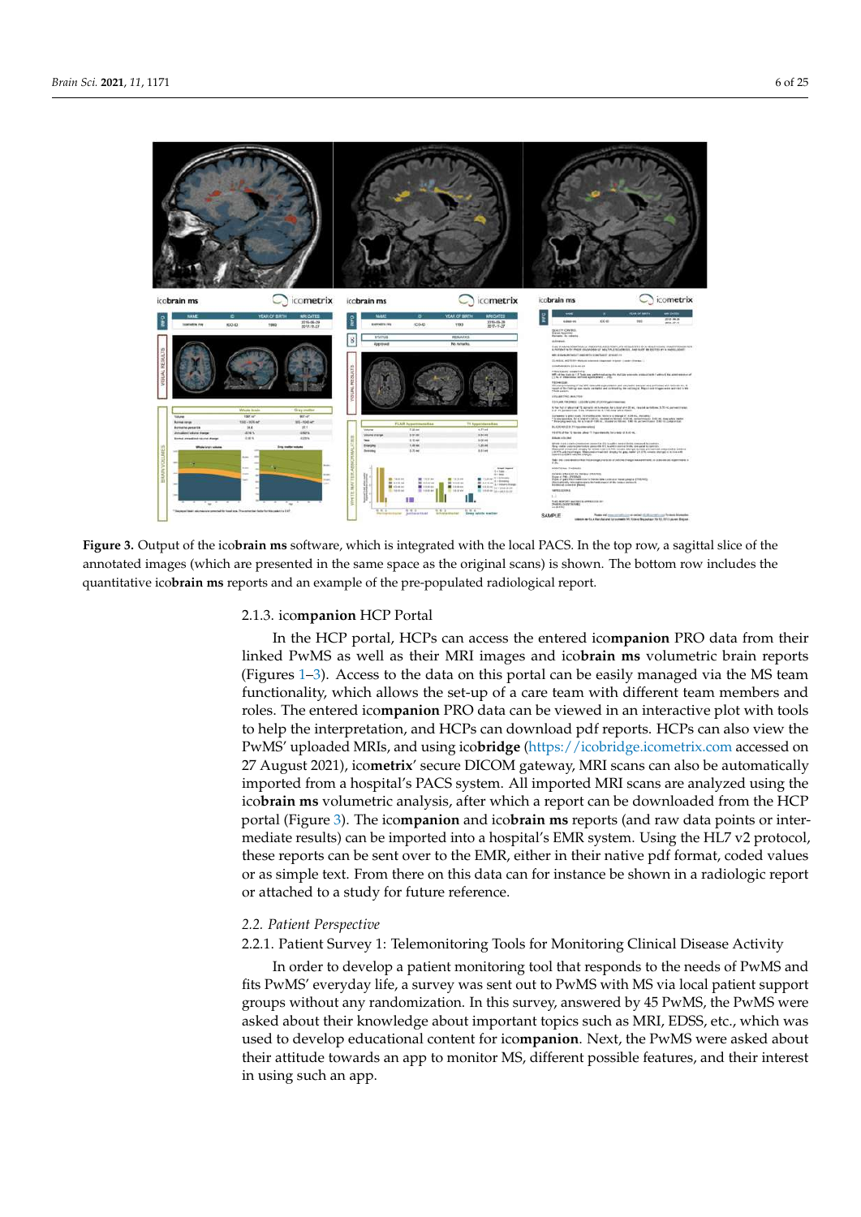**Figure 3.** Output of the ico**brain ms** software, which is integrated with the local PACS. In the top row, a sagittal slice of the annotated images (which are presented in the same space as the original scans) is shown. The bottom row includes the quantitative ico**brain ms** reports and an example of the pre-populated radiological report.

#### 2.1.3. ico**mpanion** HCP Portal

In the HCP portal, HCPs can access the entered ico**mpanion** PRO data from their linked PwMS as well as their MRI images and ico**brain ms** volumetric brain reports (Figures 1–3). Access to the data on this portal can be easily managed via the MS team functionality, which allows the set-up of a care team with different team members and roles. The entered ico**mpanion** PRO data can be viewed in an interactive plot with tools to help the interpretation, and HCPs can download pdf reports. HCPs can also view the PwMS' uploaded MRIs, and using ico**bridge** (https://icobridge.icometrix.com accessed on 27 August 2021), ico**metrix**' secure DICOM gateway, MRI scans can also be automatically imported from a hospital's PACS system. All imported MRI scans are analyzed using the ico**brain ms** volumetric analysis, after which a report can be downloaded from the HCP portal (Figure 3). The ico**mpanion** and ico**brain ms** reports (and raw data points or intermediate results) can be imported into a hospital's EMR system. Using the HL7 v2 protocol, these reports can be sent over to the EMR, either in their native pdf format, coded values or as simple text. From there on this data can for instance be shown in a radiologic report or attached to a study for future reference.

### 2.2. *Patient Perspective*

#### 2.2.1. Patient Survey 1: Telemonitoring Tools for Monitoring Clinical Disease Activity

In order to develop a patient monitoring tool that responds to the needs of PwMS and fits PwMS' everyday life, a survey was sent out to PwMS with MS via local patient support groups without any randomization. In this survey, answered by 45 PwMS, the PwMS were asked about their knowledge about important topics such as MRI, EDSS, etc., which was used to develop educational content for ico**mpanion**. Next, the PwMS were asked about their attitude towards an app to monitor MS, different possible features, and their interest in using such an app.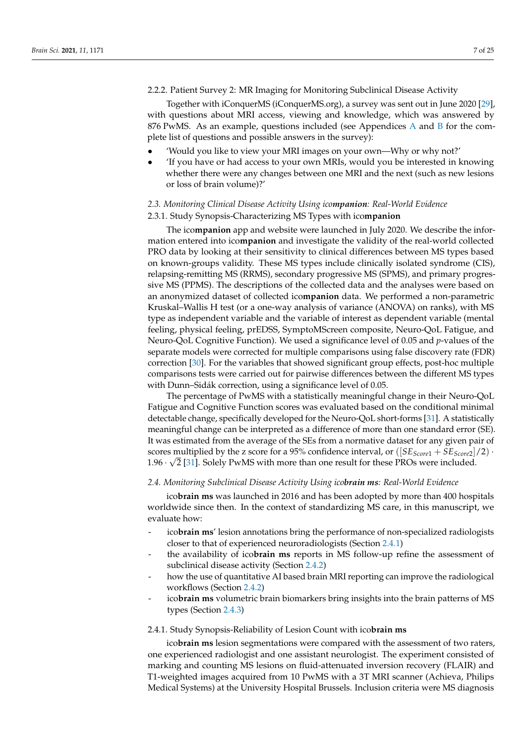#### 2.2.2. Patient Survey 2: MR Imaging for Monitoring Subclinical Disease Activity

Together with iConquerMS (iConquerMS.org), a survey was sent out in June 2020 [29], with questions about MRI access, viewing and knowledge, which was answered by 876 PwMS. As an example, questions included (see Appendices A and B for the complete list of questions and possible answers in the survey):

- 'Would you like to view your MRI images on your own—Why or why not?'
- 'If you have or had access to your own MRIs, would you be interested in knowing whether there were any changes between one MRI and the next (such as new lesions or loss of brain volume)?'

### *2.3. Monitoring Clinical Disease Activity Using ico**mpanion**: Real-World Evidence*

#### 2.3.1. Study Synopsis-Characterizing MS Types with ico**mpanion**

The ico**mpanion** app and website were launched in July 2020. We describe the information entered into ico**mpanion** and investigate the validity of the real-world collected PRO data by looking at their sensitivity to clinical differences between MS types based on known-groups validity. These MS types include clinically isolated syndrome (CIS), relapsing-remitting MS (RRMS), secondary progressive MS (SPMS), and primary progressive MS (PPMS). The descriptions of the collected data and the analyses were based on an anonymized dataset of collected ico**mpanion** data. We performed a non-parametric Kruskal–Wallis H test (or a one-way analysis of variance (ANOVA) on ranks), with MS type as independent variable and the variable of interest as dependent variable (mental feeling, physical feeling, prEDSS, SymptoMScreen composite, Neuro-QoL Fatigue, and Neuro-QoL Cognitive Function). We used a significance level of 0.05 and *p*-values of the separate models were corrected for multiple comparisons using false discovery rate (FDR) correction [30]. For the variables that showed significant group effects, post-hoc multiple comparisons tests were carried out for pairwise differences between the different MS types with Dunn–Sidák correction, using a significance level of 0.05.

The percentage of PwMS with a statistically meaningful change in their Neuro-QoL Fatigue and Cognitive Function scores was evaluated based on the conditional minimal detectable change, specifically developed for the Neuro-QoL short-forms [31]. A statistically meaningful change can be interpreted as a difference of more than one standard error (SE). It was estimated from the average of the SEs from a normative dataset for any given pair of scores multiplied by the z score for a 95% confidence interval, or $([SE_{Score1} + SE_{Score2}]/2) \cdot 1.96 \cdot \sqrt{2}$ [31]. Solely PwMS with more than one result for these PROs were included.

### *2.4. Monitoring Subclinical Disease Activity Using ico**brain ms**: Real-World Evidence*

ico**brain ms** was launched in 2016 and has been adopted by more than 400 hospitals worldwide since then. In the context of standardizing MS care, in this manuscript, we evaluate how:

- ico**brain ms**' lesion annotations bring the performance of non-specialized radiologists closer to that of experienced neuroradiologists (Section 2.4.1)
- the availability of ico**brain ms** reports in MS follow-up refine the assessment of subclinical disease activity (Section 2.4.2)
- how the use of quantitative AI based brain MRI reporting can improve the radiological workflows (Section 2.4.2)
- ico**brain ms** volumetric brain biomarkers bring insights into the brain patterns of MS types (Section 2.4.3)

#### 2.4.1. Study Synopsis-Reliability of Lesion Count with ico**brain ms**

ico**brain ms** lesion segmentations were compared with the assessment of two raters, one experienced radiologist and one assistant neurologist. The experiment consisted of marking and counting MS lesions on fluid-attenuated inversion recovery (FLAIR) and T1-weighted images acquired from 10 PwMS with a 3T MRI scanner (Achieva, Philips Medical Systems) at the University Hospital Brussels. Inclusion criteria were MS diagnosis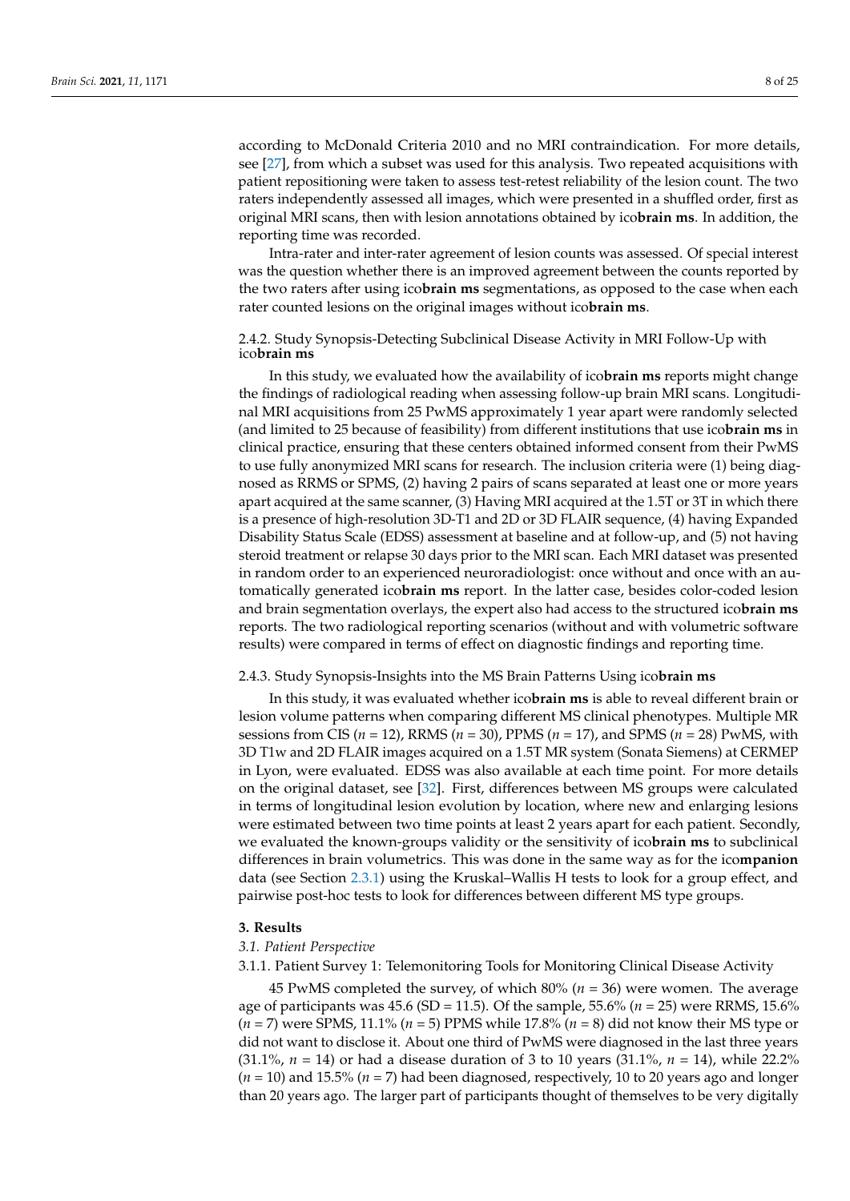according to McDonald Criteria 2010 and no MRI contraindication. For more details, see [27], from which a subset was used for this analysis. Two repeated acquisitions with patient repositioning were taken to assess test-retest reliability of the lesion count. The two raters independently assessed all images, which were presented in a shuffled order, first as original MRI scans, then with lesion annotations obtained by ico**brain ms**. In addition, the reporting time was recorded.

Intra-rater and inter-rater agreement of lesion counts was assessed. Of special interest was the question whether there is an improved agreement between the counts reported by the two raters after using ico**brain ms** segmentations, as opposed to the case when each rater counted lesions on the original images without ico**brain ms**.

#### 2.4.2. Study Synopsis-Detecting Subclinical Disease Activity in MRI Follow-Up with ico**brain ms**

In this study, we evaluated how the availability of ico**brain ms** reports might change the findings of radiological reading when assessing follow-up brain MRI scans. Longitudinal MRI acquisitions from 25 PwMS approximately 1 year apart were randomly selected (and limited to 25 because of feasibility) from different institutions that use ico**brain ms** in clinical practice, ensuring that these centers obtained informed consent from their PwMS to use fully anonymized MRI scans for research. The inclusion criteria were (1) being diagnosed as RRMS or SPMS, (2) having 2 pairs of scans separated at least one or more years apart acquired at the same scanner, (3) Having MRI acquired at the 1.5T or 3T in which there is a presence of high-resolution 3D-T1 and 2D or 3D FLAIR sequence, (4) having Expanded Disability Status Scale (EDSS) assessment at baseline and at follow-up, and (5) not having steroid treatment or relapse 30 days prior to the MRI scan. Each MRI dataset was presented in random order to an experienced neuroradiologist: once without and once with an automatically generated ico**brain ms** report. In the latter case, besides color-coded lesion and brain segmentation overlays, the expert also had access to the structured ico**brain ms** reports. The two radiological reporting scenarios (without and with volumetric software results) were compared in terms of effect on diagnostic findings and reporting time.

#### 2.4.3. Study Synopsis-Insights into the MS Brain Patterns Using ico**brain ms**

In this study, it was evaluated whether ico**brain ms** is able to reveal different brain or lesion volume patterns when comparing different MS clinical phenotypes. Multiple MR sessions from CIS ($n$ = 12), RRMS ($n$ = 30), PPMS ($n$ = 17), and SPMS ($n$ = 28) PwMS, with 3D T1w and 2D FLAIR images acquired on a 1.5T MR system (Sonata Siemens) at CERMEP in Lyon, were evaluated. EDSS was also available at each time point. For more details on the original dataset, see [32]. First, differences between MS groups were calculated in terms of longitudinal lesion evolution by location, where new and enlarging lesions were estimated between two time points at least 2 years apart for each patient. Secondly, we evaluated the known-groups validity or the sensitivity of ico**brain ms** to subclinical differences in brain volumetrics. This was done in the same way as for the ico**mpanion** data (see Section 2.3.1) using the Kruskal–Wallis H tests to look for a group effect, and pairwise post-hoc tests to look for differences between different MS type groups.

## 3. Results

### *3.1. Patient Perspective*

#### 3.1.1. Patient Survey 1: Telemonitoring Tools for Monitoring Clinical Disease Activity

45 PwMS completed the survey, of which 80% ($n$ = 36) were women. The average age of participants was 45.6 (SD = 11.5). Of the sample, 55.6% ($n$ = 25) were RRMS, 15.6% ($n$ = 7) were SPMS, 11.1% ($n$ = 5) PPMS while 17.8% ($n$ = 8) did not know their MS type or did not want to disclose it. About one third of PwMS were diagnosed in the last three years (31.1%, $n$ = 14) or had a disease duration of 3 to 10 years (31.1%, $n$ = 14), while 22.2% ($n$ = 10) and 15.5% ($n$ = 7) had been diagnosed, respectively, 10 to 20 years ago and longer than 20 years ago. The larger part of participants thought of themselves to be very digitally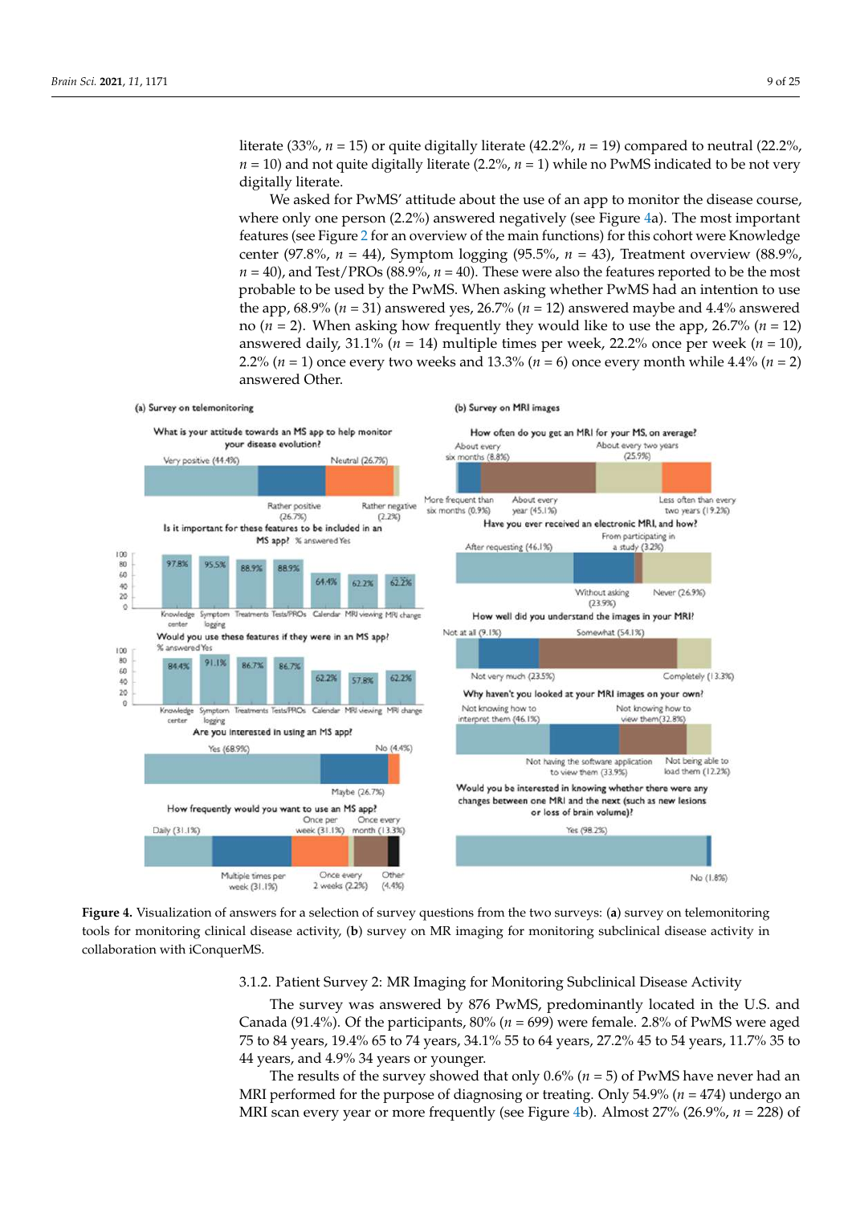literate (33%, $n = 15$) or quite digitally literate (42.2%, $n = 19$) compared to neutral (22.2%, $n = 10$) and not quite digitally literate (2.2%, $n = 1$) while no PwMS indicated to be not very digitally literate.

We asked for PwMS' attitude about the use of an app to monitor the disease course, where only one person (2.2%) answered negatively (see Figure 4a). The most important features (see Figure 2 for an overview of the main functions) for this cohort were Knowledge center (97.8%, $n = 44$), Symptom logging (95.5%, $n = 43$), Treatment overview (88.9%, $n = 40$), and Test/PROs (88.9%, $n = 40$). These were also the features reported to be the most probable to be used by the PwMS. When asking whether PwMS had an intention to use the app, 68.9% ($n = 31$) answered yes, 26.7% ($n = 12$) answered maybe and 4.4% answered no ($n = 2$). When asking how frequently they would like to use the app, 26.7% ($n = 12$) answered daily, 31.1% ($n = 14$) multiple times per week, 22.2% once per week ($n = 10$), 2.2% ($n = 1$) once every two weeks and 13.3% ($n = 6$) once every month while 4.4% ($n = 2$) answered Other.

**Figure 4.** Visualization of answers for a selection of survey questions from the two surveys: (**a**) survey on telemonitoring tools for monitoring clinical disease activity, (**b**) survey on MR imaging for monitoring subclinical disease activity in collaboration with iConquerMS.

#### 3.1.2. Patient Survey 2: MR Imaging for Monitoring Subclinical Disease Activity

The survey was answered by 876 PwMS, predominantly located in the U.S. and Canada (91.4%). Of the participants, 80% ($n = 699$) were female. 2.8% of PwMS were aged 75 to 84 years, 19.4% 65 to 74 years, 34.1% 55 to 64 years, 27.2% 45 to 54 years, 11.7% 35 to 44 years, and 4.9% 34 years or younger.

The results of the survey showed that only 0.6% ($n = 5$) of PwMS have never had an MRI performed for the purpose of diagnosing or treating. Only 54.9% ($n = 474$) undergo an MRI scan every year or more frequently (see Figure 4b). Almost 27% (26.9%, $n = 228$) of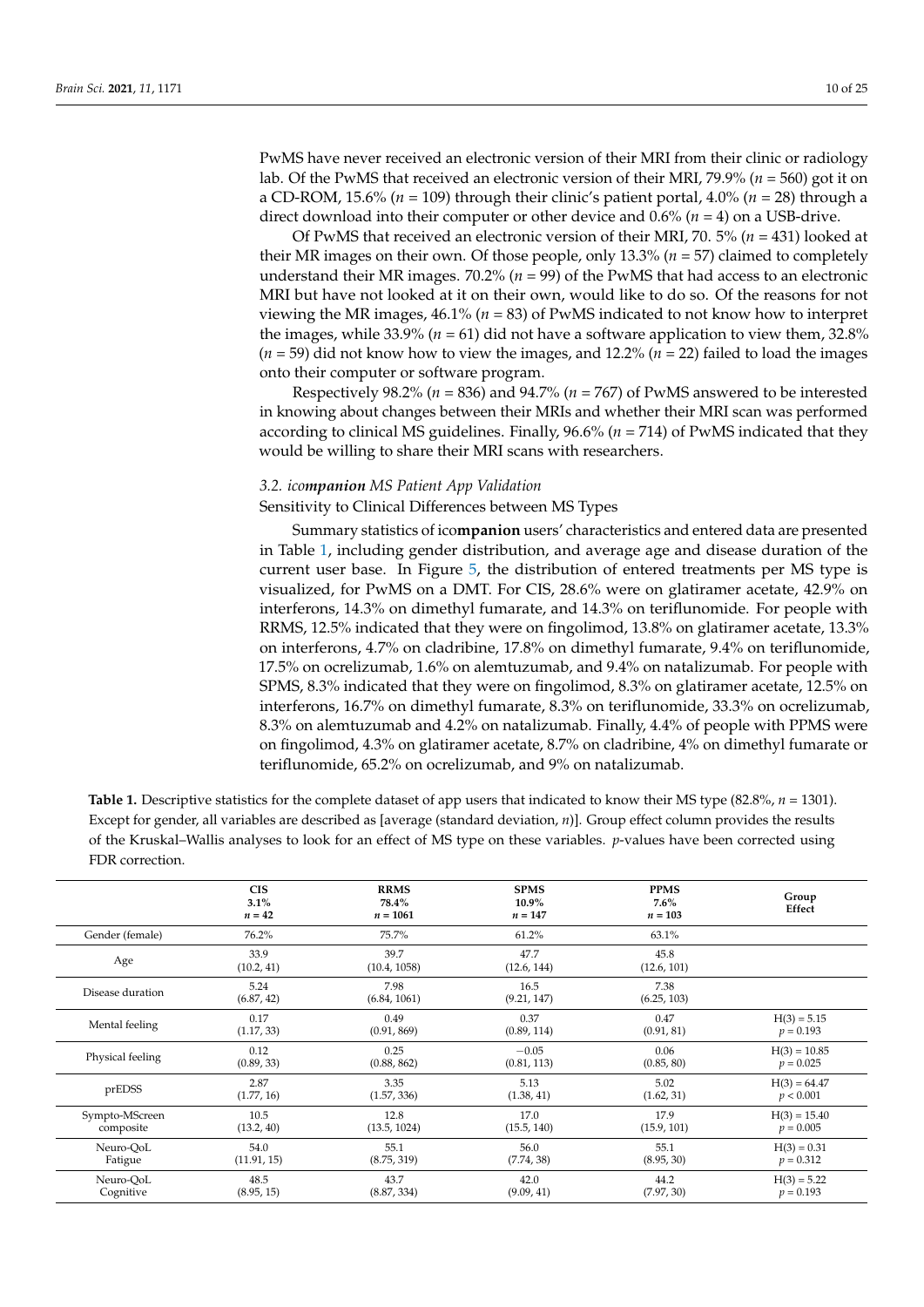PwMS have never received an electronic version of their MRI from their clinic or radiology lab. Of the PwMS that received an electronic version of their MRI, 79.9% ($n$ = 560) got it on a CD-ROM, 15.6% ($n$ = 109) through their clinic's patient portal, 4.0% ($n$ = 28) through a direct download into their computer or other device and 0.6% ($n$ = 4) on a USB-drive.

Of PwMS that received an electronic version of their MRI, 70. 5% ($n$ = 431) looked at their MR images on their own. Of those people, only 13.3% ($n$ = 57) claimed to completely understand their MR images. 70.2% ($n$ = 99) of the PwMS that had access to an electronic MRI but have not looked at it on their own, would like to do so. Of the reasons for not viewing the MR images, 46.1% ($n$ = 83) of PwMS indicated to not know how to interpret the images, while 33.9% ($n$ = 61) did not have a software application to view them, 32.8% ($n$ = 59) did not know how to view the images, and 12.2% ($n$ = 22) failed to load the images onto their computer or software program.

Respectively 98.2% ($n$ = 836) and 94.7% ($n$ = 767) of PwMS answered to be interested in knowing about changes between their MRIs and whether their MRI scan was performed according to clinical MS guidelines. Finally, 96.6% ($n$ = 714) of PwMS indicated that they would be willing to share their MRI scans with researchers.

### *3.2. ico**mpanion** MS Patient App Validation*

Sensitivity to Clinical Differences between MS Types

Summary statistics of ico**mpanion** users' characteristics and entered data are presented in Table 1, including gender distribution, and average age and disease duration of the current user base. In Figure 5, the distribution of entered treatments per MS type is visualized, for PwMS on a DMT. For CIS, 28.6% were on glatiramer acetate, 42.9% on interferons, 14.3% on dimethyl fumarate, and 14.3% on teriflunomide. For people with RRMS, 12.5% indicated that they were on fingolimod, 13.8% on glatiramer acetate, 13.3% on interferons, 4.7% on cladribine, 17.8% on dimethyl fumarate, 9.4% on teriflunomide, 17.5% on ocrelizumab, 1.6% on alemtuzumab, and 9.4% on natalizumab. For people with SPMS, 8.3% indicated that they were on fingolimod, 8.3% on glatiramer acetate, 12.5% on interferons, 16.7% on dimethyl fumarate, 8.3% on teriflunomide, 33.3% on ocrelizumab, 8.3% on alemtuzumab and 4.2% on natalizumab. Finally, 4.4% of people with PPMS were on fingolimod, 4.3% on glatiramer acetate, 8.7% on cladribine, 4% on dimethyl fumarate or teriflunomide, 65.2% on ocrelizumab, and 9% on natalizumab.

**Table 1.** Descriptive statistics for the complete dataset of app users that indicated to know their MS type (82.8%, $n$ = 1301). Except for gender, all variables are described as [average (standard deviation, $n$)]. Group effect column provides the results of the Kruskal–Wallis analyses to look for an effect of MS type on these variables. $p$-values have been corrected using FDR correction.

| | **CIS** 3.1% $n$ = 42 | **RRMS** 78.4% $n$ = 1061 | **SPMS** 10.9% $n$ = 147 | **PPMS** 7.6% $n$ = 103 | **Group Effect** |
|---|---|---|---|---|---|
| Gender (female) | 76.2% | 75.7% | 61.2% | 63.1% | |
| Age | 33.9 (10.2, 41) | 39.7 (10.4, 1058) | 47.7 (12.6, 144) | 45.8 (12.6, 101) | |
| Disease duration | 5.24 (6.87, 42) | 7.98 (6.84, 1061) | 16.5 (9.21, 147) | 7.38 (6.25, 103) | |
| Mental feeling | 0.17 (1.17, 33) | 0.49 (0.91, 869) | 0.37 (0.89, 114) | 0.47 (0.91, 81) | $H(3) = 5.15$ $p = 0.193$ |
| Physical feeling | 0.12 (0.89, 33) | 0.25 (0.88, 862) | −0.05 (0.81, 113) | 0.06 (0.85, 80) | $H(3) = 10.85$ $p = 0.025$ |
| prEDSS | 2.87 (1.77, 16) | 3.35 (1.57, 336) | 5.13 (1.38, 41) | 5.02 (1.62, 31) | $H(3) = 64.47$ $p < 0.001$ |
| Sympto-MScreen composite | 10.5 (13.2, 40) | 12.8 (13.5, 1024) | 17.0 (15.5, 140) | 17.9 (15.9, 101) | $H(3) = 15.40$ $p = 0.005$ |
| Neuro-QoL Fatigue | 54.0 (11.91, 15) | 55.1 (8.75, 319) | 56.0 (7.74, 38) | 55.1 (8.95, 30) | $H(3) = 0.31$ $p = 0.312$ |
| Neuro-QoL Cognitive | 48.5 (8.95, 15) | 43.7 (8.87, 334) | 42.0 (9.09, 41) | 44.2 (7.97, 30) | $H(3) = 5.22$ $p = 0.193$ |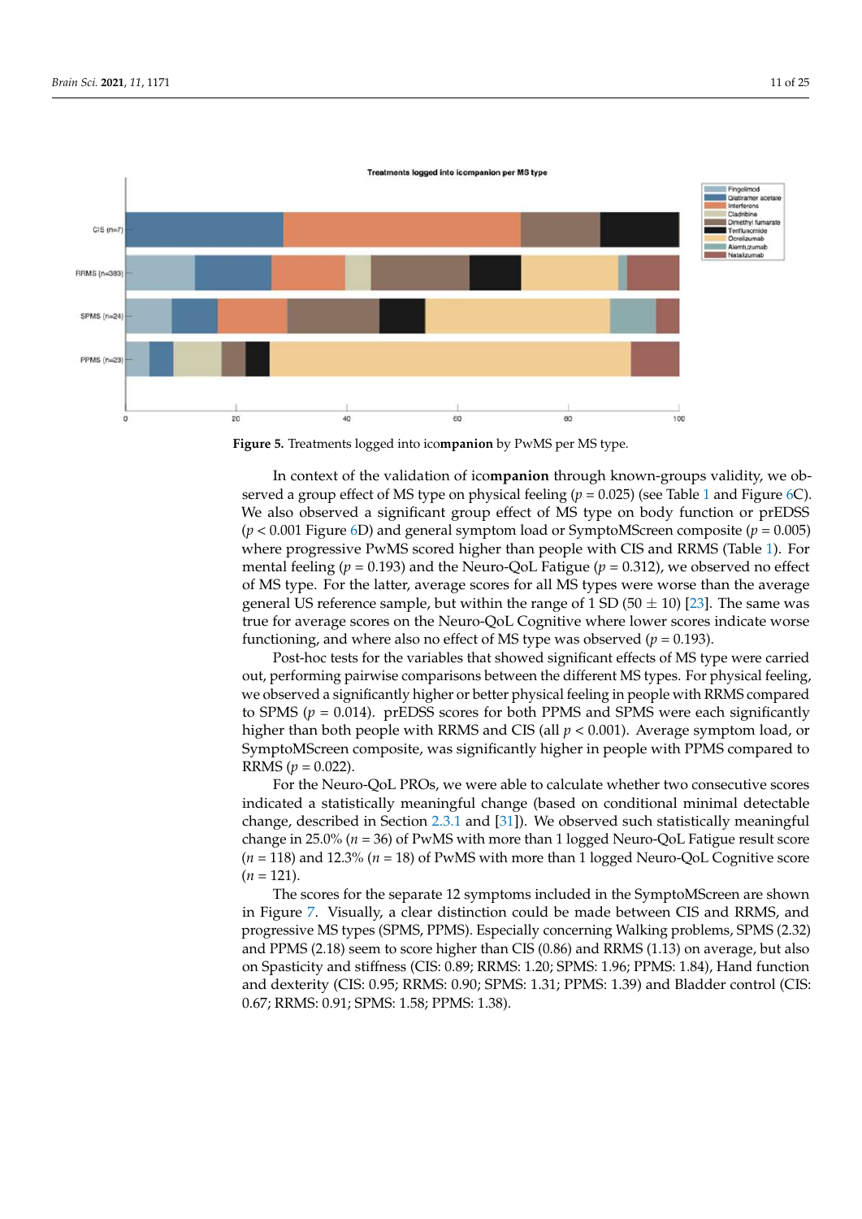**Figure 5.** Treatments logged into ico**mpanion** by PwMS per MS type.

In context of the validation of ico**mpanion** through known-groups validity, we observed a group effect of MS type on physical feeling ($p$ = 0.025) (see Table 1 and Figure 6C). We also observed a significant group effect of MS type on body function or prEDSS ($p$ < 0.001 Figure 6D) and general symptom load or SymptoMScreen composite ($p$ = 0.005) where progressive PwMS scored higher than people with CIS and RRMS (Table 1). For mental feeling ($p$ = 0.193) and the Neuro-QoL Fatigue ($p$ = 0.312), we observed no effect of MS type. For the latter, average scores for all MS types were worse than the average general US reference sample, but within the range of 1 SD (50 ± 10) [23]. The same was true for average scores on the Neuro-QoL Cognitive where lower scores indicate worse functioning, and where also no effect of MS type was observed ($p$ = 0.193).

Post-hoc tests for the variables that showed significant effects of MS type were carried out, performing pairwise comparisons between the different MS types. For physical feeling, we observed a significantly higher or better physical feeling in people with RRMS compared to SPMS ($p$ = 0.014). prEDSS scores for both PPMS and SPMS were each significantly higher than both people with RRMS and CIS (all $p$ < 0.001). Average symptom load, or SymptoMScreen composite, was significantly higher in people with PPMS compared to RRMS ($p$ = 0.022).

For the Neuro-QoL PROs, we were able to calculate whether two consecutive scores indicated a statistically meaningful change (based on conditional minimal detectable change, described in Section 2.3.1 and [31]). We observed such statistically meaningful change in 25.0% ($n$ = 36) of PwMS with more than 1 logged Neuro-QoL Fatigue result score ($n$ = 118) and 12.3% ($n$ = 18) of PwMS with more than 1 logged Neuro-QoL Cognitive score ($n$ = 121).

The scores for the separate 12 symptoms included in the SymptoMScreen are shown in Figure 7. Visually, a clear distinction could be made between CIS and RRMS, and progressive MS types (SPMS, PPMS). Especially concerning Walking problems, SPMS (2.32) and PPMS (2.18) seem to score higher than CIS (0.86) and RRMS (1.13) on average, but also on Spasticity and stiffness (CIS: 0.89; RRMS: 1.20; SPMS: 1.96; PPMS: 1.84), Hand function and dexterity (CIS: 0.95; RRMS: 0.90; SPMS: 1.31; PPMS: 1.39) and Bladder control (CIS: 0.67; RRMS: 0.91; SPMS: 1.58; PPMS: 1.38).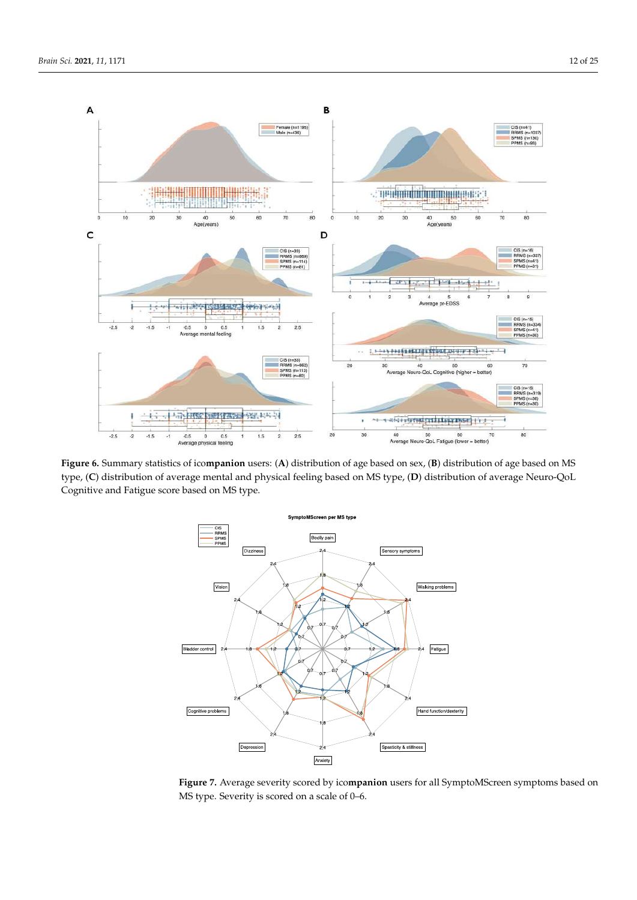**Figure 6.** Summary statistics of ico**mpanion** users: (**A**) distribution of age based on sex, (**B**) distribution of age based on MS type, (**C**) distribution of average mental and physical feeling based on MS type, (**D**) distribution of average Neuro-QoL Cognitive and Fatigue score based on MS type.

**Figure 7.** Average severity scored by ico**mpanion** users for all SymptoMScreen symptoms based on MS type. Severity is scored on a scale of 0–6.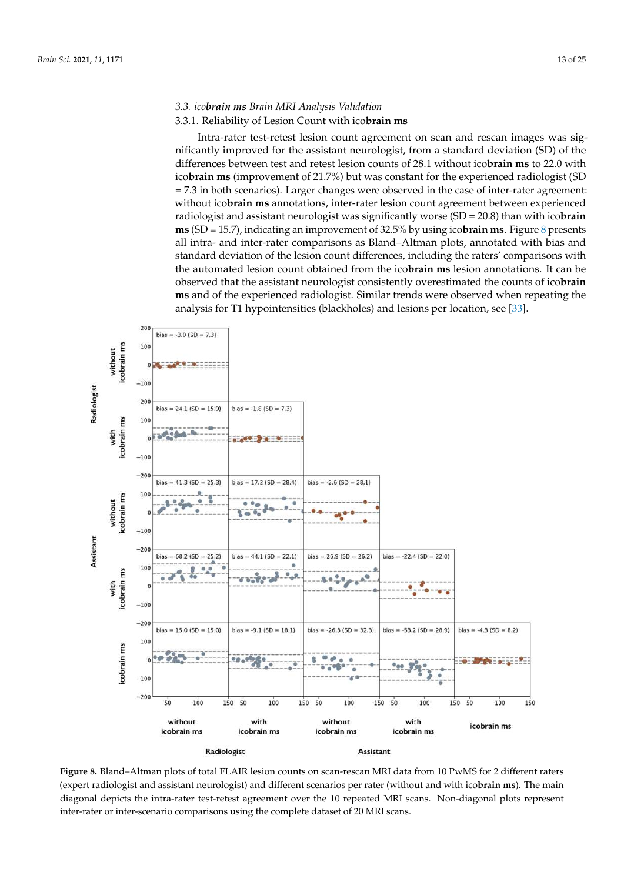### 3.3. *ico**brain ms*** Brain MRI Analysis Validation

#### 3.3.1. Reliability of Lesion Count with ico**brain ms**

Intra-rater test-retest lesion count agreement on scan and rescan images was significantly improved for the assistant neurologist, from a standard deviation (SD) of the differences between test and retest lesion counts of 28.1 without ico**brain ms** to 22.0 with ico**brain ms** (improvement of 21.7%) but was constant for the experienced radiologist (SD = 7.3 in both scenarios). Larger changes were observed in the case of inter-rater agreement: without ico**brain ms** annotations, inter-rater lesion count agreement between experienced radiologist and assistant neurologist was significantly worse (SD = 20.8) than with ico**brain ms** (SD = 15.7), indicating an improvement of 32.5% by using ico**brain ms**. Figure 8 presents all intra- and inter-rater comparisons as Bland–Altman plots, annotated with bias and standard deviation of the lesion count differences, including the raters' comparisons with the automated lesion count obtained from the ico**brain ms** lesion annotations. It can be observed that the assistant neurologist consistently overestimated the counts of ico**brain ms** and of the experienced radiologist. Similar trends were observed when repeating the analysis for T1 hypointensities (blackholes) and lesions per location, see [33].

**Figure 8.** Bland–Altman plots of total FLAIR lesion counts on scan-rescan MRI data from 10 PwMS for 2 different raters (expert radiologist and assistant neurologist) and different scenarios per rater (without and with ico**brain ms**). The main diagonal depicts the intra-rater test-retest agreement over the 10 repeated MRI scans. Non-diagonal plots represent inter-rater or inter-scenario comparisons using the complete dataset of 20 MRI scans.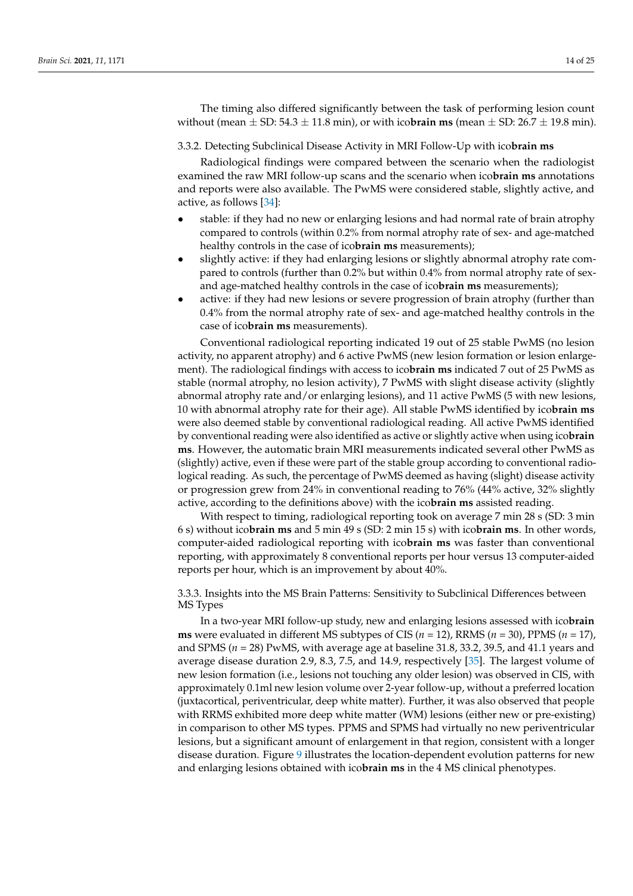The timing also differed significantly between the task of performing lesion count without (mean ± SD: 54.3 ± 11.8 min), or with ico**brain ms** (mean ± SD: 26.7 ± 19.8 min).

#### 3.3.2. Detecting Subclinical Disease Activity in MRI Follow-Up with ico**brain ms**

Radiological findings were compared between the scenario when the radiologist examined the raw MRI follow-up scans and the scenario when ico**brain ms** annotations and reports were also available. The PwMS were considered stable, slightly active, and active, as follows [34]:

- stable: if they had no new or enlarging lesions and had normal rate of brain atrophy compared to controls (within 0.2% from normal atrophy rate of sex- and age-matched healthy controls in the case of ico**brain ms** measurements);
- slightly active: if they had enlarging lesions or slightly abnormal atrophy rate compared to controls (further than 0.2% but within 0.4% from normal atrophy rate of sex- and age-matched healthy controls in the case of ico**brain ms** measurements);
- active: if they had new lesions or severe progression of brain atrophy (further than 0.4% from the normal atrophy rate of sex- and age-matched healthy controls in the case of ico**brain ms** measurements).

Conventional radiological reporting indicated 19 out of 25 stable PwMS (no lesion activity, no apparent atrophy) and 6 active PwMS (new lesion formation or lesion enlargement). The radiological findings with access to ico**brain ms** indicated 7 out of 25 PwMS as stable (normal atrophy, no lesion activity), 7 PwMS with slight disease activity (slightly abnormal atrophy rate and/or enlarging lesions), and 11 active PwMS (5 with new lesions, 10 with abnormal atrophy rate for their age). All stable PwMS identified by ico**brain ms** were also deemed stable by conventional radiological reading. All active PwMS identified by conventional reading were also identified as active or slightly active when using ico**brain ms**. However, the automatic brain MRI measurements indicated several other PwMS as (slightly) active, even if these were part of the stable group according to conventional radiological reading. As such, the percentage of PwMS deemed as having (slight) disease activity or progression grew from 24% in conventional reading to 76% (44% active, 32% slightly active, according to the definitions above) with the ico**brain ms** assisted reading.

With respect to timing, radiological reporting took on average 7 min 28 s (SD: 3 min 6 s) without ico**brain ms** and 5 min 49 s (SD: 2 min 15 s) with ico**brain ms**. In other words, computer-aided radiological reporting with ico**brain ms** was faster than conventional reporting, with approximately 8 conventional reports per hour versus 13 computer-aided reports per hour, which is an improvement by about 40%.

#### 3.3.3. Insights into the MS Brain Patterns: Sensitivity to Subclinical Differences between MS Types

In a two-year MRI follow-up study, new and enlarging lesions assessed with ico**brain ms** were evaluated in different MS subtypes of CIS (*n* = 12), RRMS (*n* = 30), PPMS (*n* = 17), and SPMS (*n* = 28) PwMS, with average age at baseline 31.8, 33.2, 39.5, and 41.1 years and average disease duration 2.9, 8.3, 7.5, and 14.9, respectively [35]. The largest volume of new lesion formation (i.e., lesions not touching any older lesion) was observed in CIS, with approximately 0.1ml new lesion volume over 2-year follow-up, without a preferred location (juxtacortical, periventricular, deep white matter). Further, it was also observed that people with RRMS exhibited more deep white matter (WM) lesions (either new or pre-existing) in comparison to other MS types. PPMS and SPMS had virtually no new periventricular lesions, but a significant amount of enlargement in that region, consistent with a longer disease duration. Figure 9 illustrates the location-dependent evolution patterns for new and enlarging lesions obtained with ico**brain ms** in the 4 MS clinical phenotypes.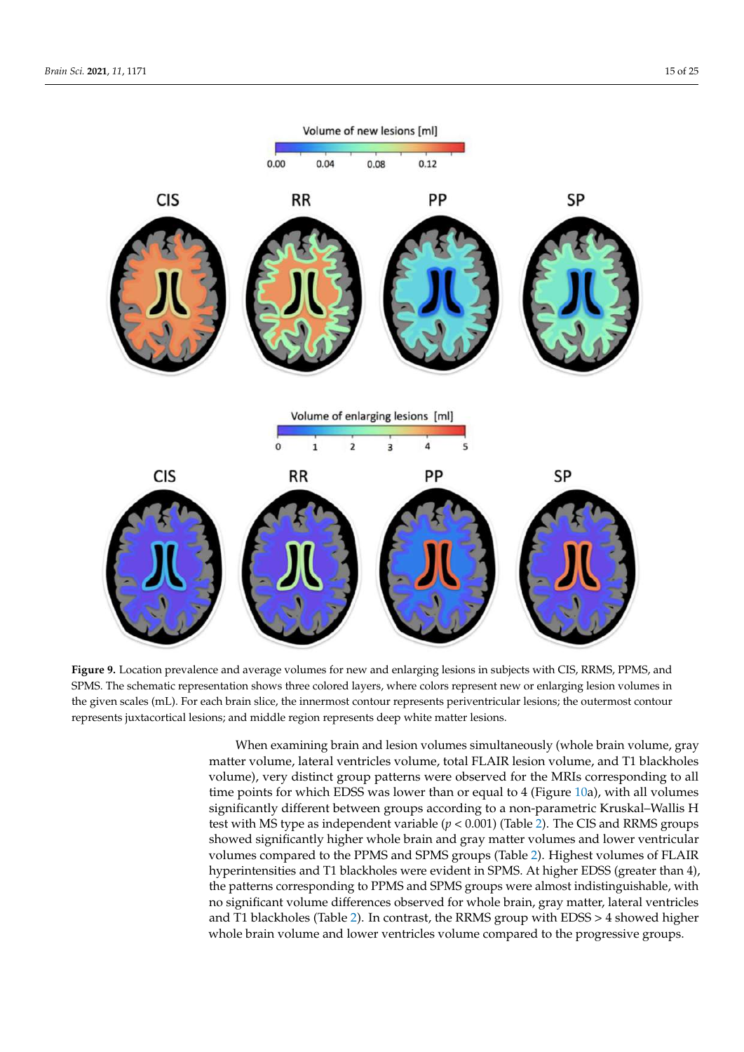**Figure 9.** Location prevalence and average volumes for new and enlarging lesions in subjects with CIS, RRMS, PPMS, and SPMS. The schematic representation shows three colored layers, where colors represent new or enlarging lesion volumes in the given scales (mL). For each brain slice, the innermost contour represents periventricular lesions; the outermost contour represents juxtacortical lesions; and middle region represents deep white matter lesions.

When examining brain and lesion volumes simultaneously (whole brain volume, gray matter volume, lateral ventricles volume, total FLAIR lesion volume, and T1 blackholes volume), very distinct group patterns were observed for the MRIs corresponding to all time points for which EDSS was lower than or equal to 4 (Figure 10a), with all volumes significantly different between groups according to a non-parametric Kruskal–Wallis H test with MS type as independent variable ($p < 0.001$) (Table 2). The CIS and RRMS groups showed significantly higher whole brain and gray matter volumes and lower ventricular volumes compared to the PPMS and SPMS groups (Table 2). Highest volumes of FLAIR hyperintensities and T1 blackholes were evident in SPMS. At higher EDSS (greater than 4), the patterns corresponding to PPMS and SPMS groups were almost indistinguishable, with no significant volume differences observed for whole brain, gray matter, lateral ventricles and T1 blackholes (Table 2). In contrast, the RRMS group with EDSS > 4 showed higher whole brain volume and lower ventricles volume compared to the progressive groups.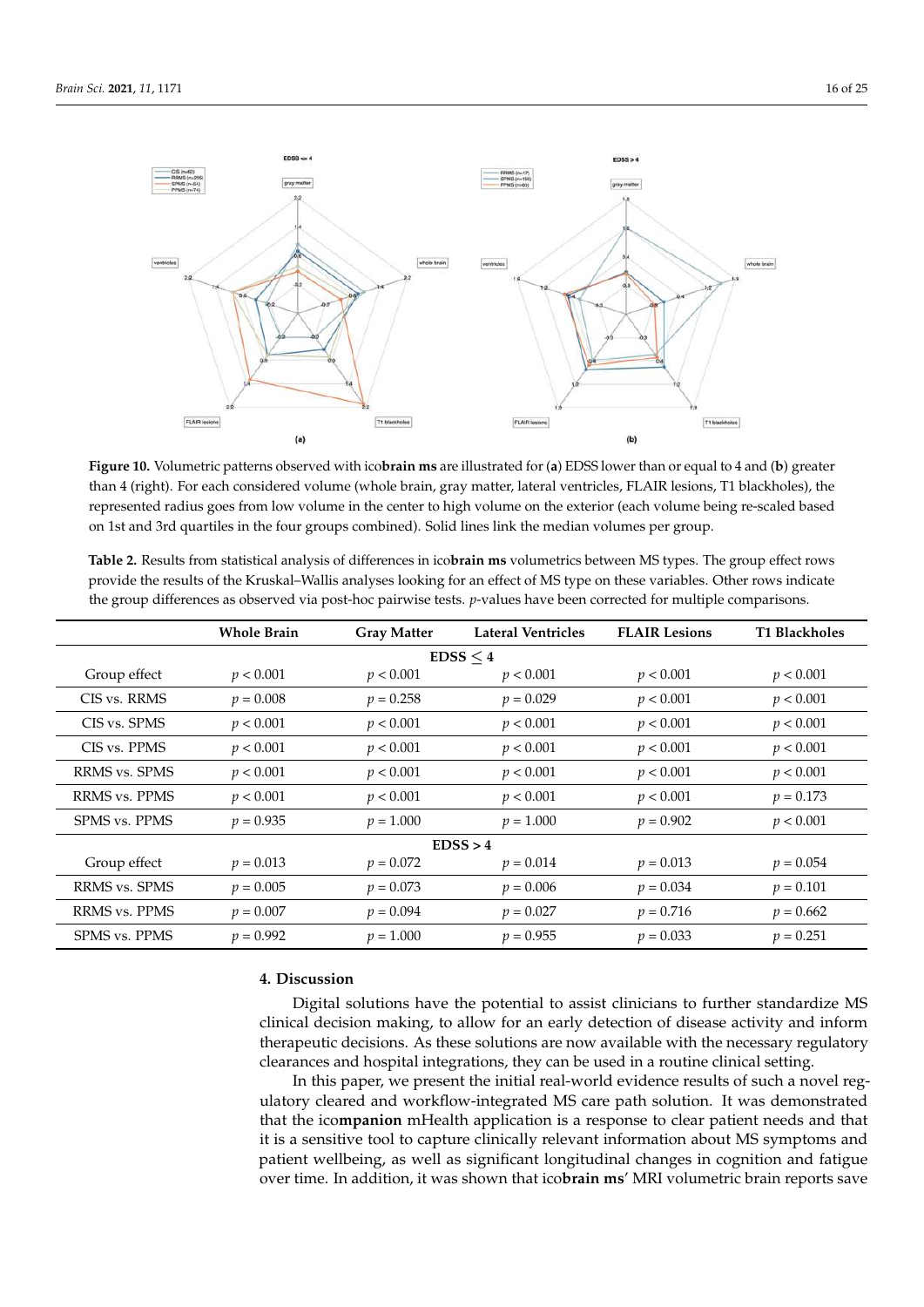**Figure 10.** Volumetric patterns observed with ico**brain ms** are illustrated for (**a**) EDSS lower than or equal to 4 and (**b**) greater than 4 (right). For each considered volume (whole brain, gray matter, lateral ventricles, FLAIR lesions, T1 blackholes), the represented radius goes from low volume in the center to high volume on the exterior (each volume being re-scaled based on 1st and 3rd quartiles in the four groups combined). Solid lines link the median volumes per group.

**Table 2.** Results from statistical analysis of differences in ico**brain ms** volumetrics between MS types. The group effect rows provide the results of the Kruskal–Wallis analyses looking for an effect of MS type on these variables. Other rows indicate the group differences as observed via post-hoc pairwise tests. *p*-values have been corrected for multiple comparisons.

| | Whole Brain | Gray Matter | Lateral Ventricles | FLAIR Lesions | T1 Blackholes |
|---|---|---|---|---|---|
| | | | **EDSS ≤ 4** | | |
| Group effect | $p < 0.001$ | $p < 0.001$ | $p < 0.001$ | $p < 0.001$ | $p < 0.001$ |
| CIS vs. RRMS | $p = 0.008$ | $p = 0.258$ | $p = 0.029$ | $p < 0.001$ | $p < 0.001$ |
| CIS vs. SPMS | $p < 0.001$ | $p < 0.001$ | $p < 0.001$ | $p < 0.001$ | $p < 0.001$ |
| CIS vs. PPMS | $p < 0.001$ | $p < 0.001$ | $p < 0.001$ | $p < 0.001$ | $p < 0.001$ |
| RRMS vs. SPMS | $p < 0.001$ | $p < 0.001$ | $p < 0.001$ | $p < 0.001$ | $p < 0.001$ |
| RRMS vs. PPMS | $p < 0.001$ | $p < 0.001$ | $p < 0.001$ | $p < 0.001$ | $p = 0.173$ |
| SPMS vs. PPMS | $p = 0.935$ | $p = 1.000$ | $p = 1.000$ | $p = 0.902$ | $p < 0.001$ |
| | | | **EDSS > 4** | | |
| Group effect | $p = 0.013$ | $p = 0.072$ | $p = 0.014$ | $p = 0.013$ | $p = 0.054$ |
| RRMS vs. SPMS | $p = 0.005$ | $p = 0.073$ | $p = 0.006$ | $p = 0.034$ | $p = 0.101$ |
| RRMS vs. PPMS | $p = 0.007$ | $p = 0.094$ | $p = 0.027$ | $p = 0.716$ | $p = 0.662$ |
| SPMS vs. PPMS | $p = 0.992$ | $p = 1.000$ | $p = 0.955$ | $p = 0.033$ | $p = 0.251$ |

## 4. Discussion

Digital solutions have the potential to assist clinicians to further standardize MS clinical decision making, to allow for an early detection of disease activity and inform therapeutic decisions. As these solutions are now available with the necessary regulatory clearances and hospital integrations, they can be used in a routine clinical setting.

In this paper, we present the initial real-world evidence results of such a novel regulatory cleared and workflow-integrated MS care path solution. It was demonstrated that the ico**mpanion** mHealth application is a response to clear patient needs and that it is a sensitive tool to capture clinically relevant information about MS symptoms and patient wellbeing, as well as significant longitudinal changes in cognition and fatigue over time. In addition, it was shown that ico**brain ms**' MRI volumetric brain reports save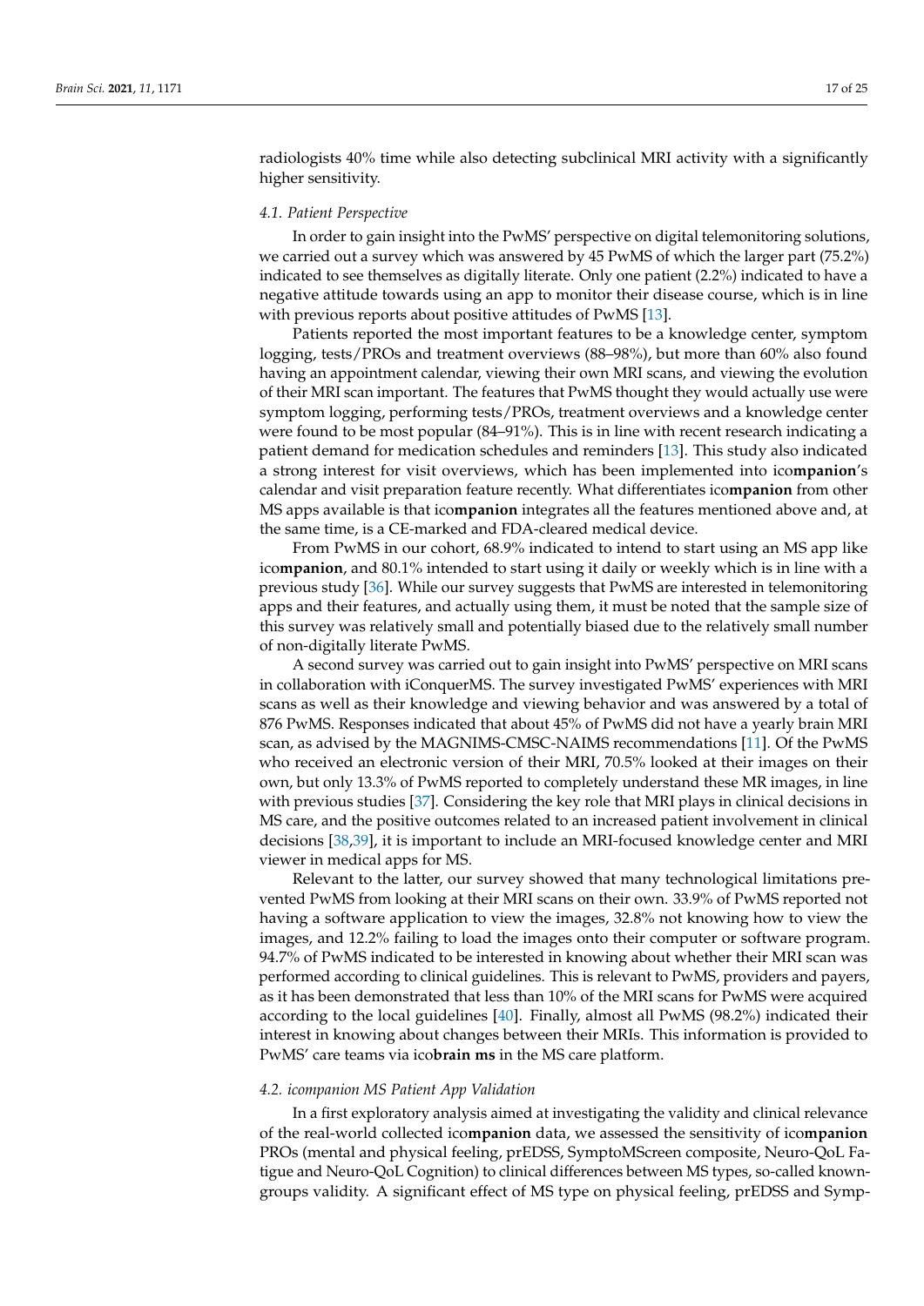radiologists 40% time while also detecting subclinical MRI activity with a significantly higher sensitivity.

### *4.1. Patient Perspective*

In order to gain insight into the PwMS' perspective on digital telemonitoring solutions, we carried out a survey which was answered by 45 PwMS of which the larger part (75.2%) indicated to see themselves as digitally literate. Only one patient (2.2%) indicated to have a negative attitude towards using an app to monitor their disease course, which is in line with previous reports about positive attitudes of PwMS [13].

Patients reported the most important features to be a knowledge center, symptom logging, tests/PROs and treatment overviews (88–98%), but more than 60% also found having an appointment calendar, viewing their own MRI scans, and viewing the evolution of their MRI scan important. The features that PwMS thought they would actually use were symptom logging, performing tests/PROs, treatment overviews and a knowledge center were found to be most popular (84–91%). This is in line with recent research indicating a patient demand for medication schedules and reminders [13]. This study also indicated a strong interest for visit overviews, which has been implemented into ico**mpanion**'s calendar and visit preparation feature recently. What differentiates ico**mpanion** from other MS apps available is that ico**mpanion** integrates all the features mentioned above and, at the same time, is a CE-marked and FDA-cleared medical device.

From PwMS in our cohort, 68.9% indicated to intend to start using an MS app like ico**mpanion**, and 80.1% intended to start using it daily or weekly which is in line with a previous study [36]. While our survey suggests that PwMS are interested in telemonitoring apps and their features, and actually using them, it must be noted that the sample size of this survey was relatively small and potentially biased due to the relatively small number of non-digitally literate PwMS.

A second survey was carried out to gain insight into PwMS' perspective on MRI scans in collaboration with iConquerMS. The survey investigated PwMS' experiences with MRI scans as well as their knowledge and viewing behavior and was answered by a total of 876 PwMS. Responses indicated that about 45% of PwMS did not have a yearly brain MRI scan, as advised by the MAGNIMS-CMSC-NAIMS recommendations [11]. Of the PwMS who received an electronic version of their MRI, 70.5% looked at their images on their own, but only 13.3% of PwMS reported to completely understand these MR images, in line with previous studies [37]. Considering the key role that MRI plays in clinical decisions in MS care, and the positive outcomes related to an increased patient involvement in clinical decisions [38,39], it is important to include an MRI-focused knowledge center and MRI viewer in medical apps for MS.

Relevant to the latter, our survey showed that many technological limitations prevented PwMS from looking at their MRI scans on their own. 33.9% of PwMS reported not having a software application to view the images, 32.8% not knowing how to view the images, and 12.2% failing to load the images onto their computer or software program. 94.7% of PwMS indicated to be interested in knowing about whether their MRI scan was performed according to clinical guidelines. This is relevant to PwMS, providers and payers, as it has been demonstrated that less than 10% of the MRI scans for PwMS were acquired according to the local guidelines [40]. Finally, almost all PwMS (98.2%) indicated their interest in knowing about changes between their MRIs. This information is provided to PwMS' care teams via ico**brain ms** in the MS care platform.

### *4.2. icompanion MS Patient App Validation*

In a first exploratory analysis aimed at investigating the validity and clinical relevance of the real-world collected ico**mpanion** data, we assessed the sensitivity of ico**mpanion** PROs (mental and physical feeling, prEDSS, SymptoMScreen composite, Neuro-QoL Fatigue and Neuro-QoL Cognition) to clinical differences between MS types, so-called known-groups validity. A significant effect of MS type on physical feeling, prEDSS and Symp-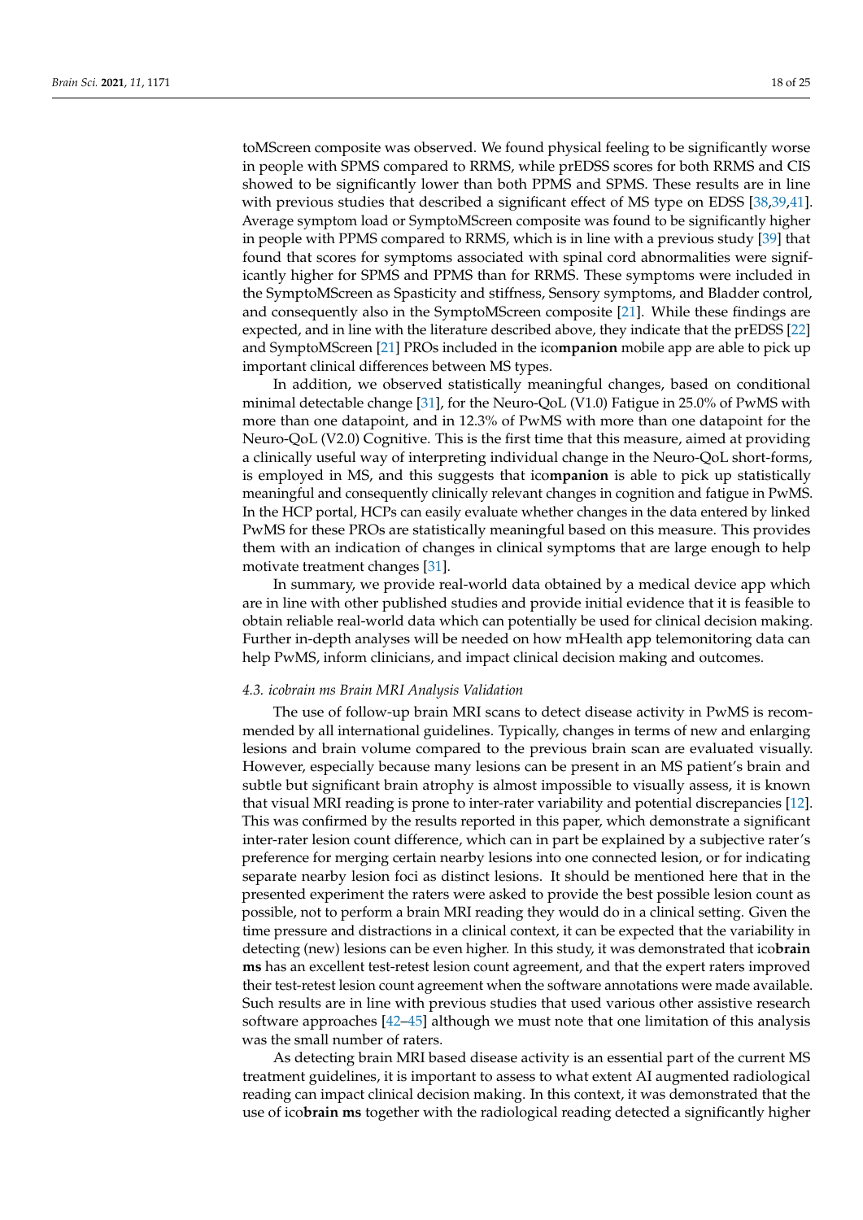toMScreen composite was observed. We found physical feeling to be significantly worse in people with SPMS compared to RRMS, while prEDSS scores for both RRMS and CIS showed to be significantly lower than both PPMS and SPMS. These results are in line with previous studies that described a significant effect of MS type on EDSS [38,39,41]. Average symptom load or SymptoMScreen composite was found to be significantly higher in people with PPMS compared to RRMS, which is in line with a previous study [39] that found that scores for symptoms associated with spinal cord abnormalities were significantly higher for SPMS and PPMS than for RRMS. These symptoms were included in the SymptoMScreen as Spasticity and stiffness, Sensory symptoms, and Bladder control, and consequently also in the SymptoMScreen composite [21]. While these findings are expected, and in line with the literature described above, they indicate that the prEDSS [22] and SymptoMScreen [21] PROs included in the ico**mpanion** mobile app are able to pick up important clinical differences between MS types.

In addition, we observed statistically meaningful changes, based on conditional minimal detectable change [31], for the Neuro-QoL (V1.0) Fatigue in 25.0% of PwMS with more than one datapoint, and in 12.3% of PwMS with more than one datapoint for the Neuro-QoL (V2.0) Cognitive. This is the first time that this measure, aimed at providing a clinically useful way of interpreting individual change in the Neuro-QoL short-forms, is employed in MS, and this suggests that ico**mpanion** is able to pick up statistically meaningful and consequently clinically relevant changes in cognition and fatigue in PwMS. In the HCP portal, HCPs can easily evaluate whether changes in the data entered by linked PwMS for these PROs are statistically meaningful based on this measure. This provides them with an indication of changes in clinical symptoms that are large enough to help motivate treatment changes [31].

In summary, we provide real-world data obtained by a medical device app which are in line with other published studies and provide initial evidence that it is feasible to obtain reliable real-world data which can potentially be used for clinical decision making. Further in-depth analyses will be needed on how mHealth app telemonitoring data can help PwMS, inform clinicians, and impact clinical decision making and outcomes.

### *4.3. icobrain ms Brain MRI Analysis Validation*

The use of follow-up brain MRI scans to detect disease activity in PwMS is recommended by all international guidelines. Typically, changes in terms of new and enlarging lesions and brain volume compared to the previous brain scan are evaluated visually. However, especially because many lesions can be present in an MS patient's brain and subtle but significant brain atrophy is almost impossible to visually assess, it is known that visual MRI reading is prone to inter-rater variability and potential discrepancies [12]. This was confirmed by the results reported in this paper, which demonstrate a significant inter-rater lesion count difference, which can in part be explained by a subjective rater's preference for merging certain nearby lesions into one connected lesion, or for indicating separate nearby lesion foci as distinct lesions. It should be mentioned here that in the presented experiment the raters were asked to provide the best possible lesion count as possible, not to perform a brain MRI reading they would do in a clinical setting. Given the time pressure and distractions in a clinical context, it can be expected that the variability in detecting (new) lesions can be even higher. In this study, it was demonstrated that ico**brain ms** has an excellent test-retest lesion count agreement, and that the expert raters improved their test-retest lesion count agreement when the software annotations were made available. Such results are in line with previous studies that used various other assistive research software approaches [42–45] although we must note that one limitation of this analysis was the small number of raters.

As detecting brain MRI based disease activity is an essential part of the current MS treatment guidelines, it is important to assess to what extent AI augmented radiological reading can impact clinical decision making. In this context, it was demonstrated that the use of ico**brain ms** together with the radiological reading detected a significantly higher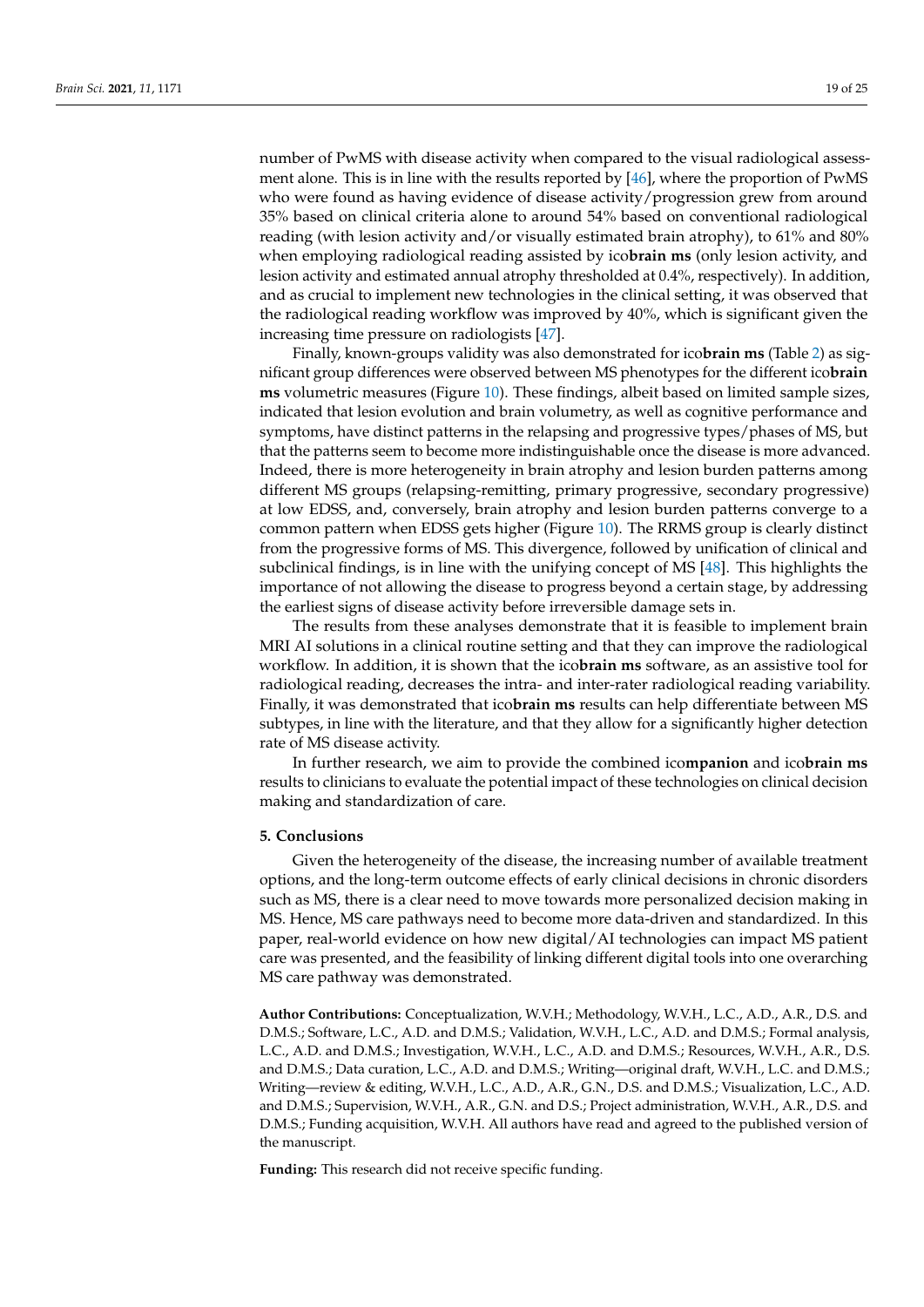number of PwMS with disease activity when compared to the visual radiological assessment alone. This is in line with the results reported by [46], where the proportion of PwMS who were found as having evidence of disease activity/progression grew from around 35% based on clinical criteria alone to around 54% based on conventional radiological reading (with lesion activity and/or visually estimated brain atrophy), to 61% and 80% when employing radiological reading assisted by ico**brain ms** (only lesion activity, and lesion activity and estimated annual atrophy thresholded at 0.4%, respectively). In addition, and as crucial to implement new technologies in the clinical setting, it was observed that the radiological reading workflow was improved by 40%, which is significant given the increasing time pressure on radiologists [47].

Finally, known-groups validity was also demonstrated for ico**brain ms** (Table 2) as significant group differences were observed between MS phenotypes for the different ico**brain ms** volumetric measures (Figure 10). These findings, albeit based on limited sample sizes, indicated that lesion evolution and brain volumetry, as well as cognitive performance and symptoms, have distinct patterns in the relapsing and progressive types/phases of MS, but that the patterns seem to become more indistinguishable once the disease is more advanced. Indeed, there is more heterogeneity in brain atrophy and lesion burden patterns among different MS groups (relapsing-remitting, primary progressive, secondary progressive) at low EDSS, and, conversely, brain atrophy and lesion burden patterns converge to a common pattern when EDSS gets higher (Figure 10). The RRMS group is clearly distinct from the progressive forms of MS. This divergence, followed by unification of clinical and subclinical findings, is in line with the unifying concept of MS [48]. This highlights the importance of not allowing the disease to progress beyond a certain stage, by addressing the earliest signs of disease activity before irreversible damage sets in.

The results from these analyses demonstrate that it is feasible to implement brain MRI AI solutions in a clinical routine setting and that they can improve the radiological workflow. In addition, it is shown that the ico**brain ms** software, as an assistive tool for radiological reading, decreases the intra- and inter-rater radiological reading variability. Finally, it was demonstrated that ico**brain ms** results can help differentiate between MS subtypes, in line with the literature, and that they allow for a significantly higher detection rate of MS disease activity.

In further research, we aim to provide the combined ico**mpanion** and ico**brain ms** results to clinicians to evaluate the potential impact of these technologies on clinical decision making and standardization of care.

## 5. Conclusions

Given the heterogeneity of the disease, the increasing number of available treatment options, and the long-term outcome effects of early clinical decisions in chronic disorders such as MS, there is a clear need to move towards more personalized decision making in MS. Hence, MS care pathways need to become more data-driven and standardized. In this paper, real-world evidence on how new digital/AI technologies can impact MS patient care was presented, and the feasibility of linking different digital tools into one overarching MS care pathway was demonstrated.

**Author Contributions:** Conceptualization, W.V.H.; Methodology, W.V.H., L.C., A.D., A.R., D.S. and D.M.S.; Software, L.C., A.D. and D.M.S.; Validation, W.V.H., L.C., A.D. and D.M.S.; Formal analysis, L.C., A.D. and D.M.S.; Investigation, W.V.H., L.C., A.D. and D.M.S.; Resources, W.V.H., A.R., D.S. and D.M.S.; Data curation, L.C., A.D. and D.M.S.; Writing—original draft, W.V.H., L.C. and D.M.S.; Writing—review & editing, W.V.H., L.C., A.D., A.R., G.N., D.S. and D.M.S.; Visualization, L.C., A.D. and D.M.S.; Supervision, W.V.H., A.R., G.N. and D.S.; Project administration, W.V.H., A.R., D.S. and D.M.S.; Funding acquisition, W.V.H. All authors have read and agreed to the published version of the manuscript.

**Funding:** This research did not receive specific funding.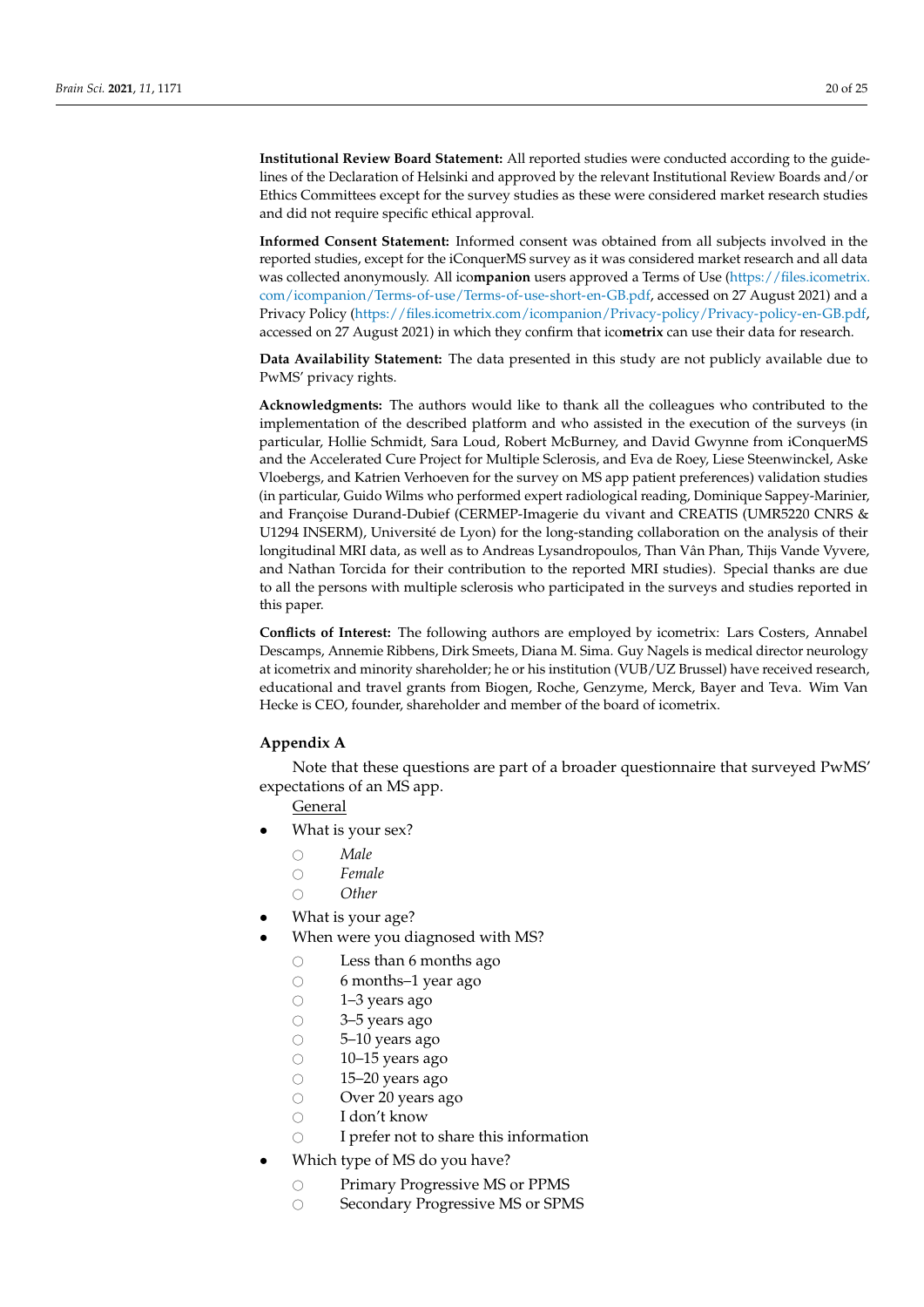**Institutional Review Board Statement:** All reported studies were conducted according to the guidelines of the Declaration of Helsinki and approved by the relevant Institutional Review Boards and/or Ethics Committees except for the survey studies as these were considered market research studies and did not require specific ethical approval.

**Informed Consent Statement:** Informed consent was obtained from all subjects involved in the reported studies, except for the iConquerMS survey as it was considered market research and all data was collected anonymously. All ico**mpanion** users approved a Terms of Use (https://files.icometrix.com/icompanion/Terms-of-use/Terms-of-use-short-en-GB.pdf, accessed on 27 August 2021) and a Privacy Policy (https://files.icometrix.com/icompanion/Privacy-policy/Privacy-policy-en-GB.pdf, accessed on 27 August 2021) in which they confirm that ico**metrix** can use their data for research.

**Data Availability Statement:** The data presented in this study are not publicly available due to PwMS' privacy rights.

**Acknowledgments:** The authors would like to thank all the colleagues who contributed to the implementation of the described platform and who assisted in the execution of the surveys (in particular, Hollie Schmidt, Sara Loud, Robert McBurney, and David Gwynne from iConquerMS and the Accelerated Cure Project for Multiple Sclerosis, and Eva de Roey, Liese Steenwinckel, Aske Vloebergs, and Katrien Verhoeven for the survey on MS app patient preferences) validation studies (in particular, Guido Wilms who performed expert radiological reading, Dominique Sappey-Marinier, and Françoise Durand-Dubief (CERMEP-Imagerie du vivant and CREATIS (UMR5220 CNRS & U1294 INSERM), Université de Lyon) for the long-standing collaboration on the analysis of their longitudinal MRI data, as well as to Andreas Lysandropoulos, Than Vân Phan, Thijs Vande Vyvere, and Nathan Torcida for their contribution to the reported MRI studies). Special thanks are due to all the persons with multiple sclerosis who participated in the surveys and studies reported in this paper.

**Conflicts of Interest:** The following authors are employed by icometrix: Lars Costers, Annabel Descamps, Annemie Ribbens, Dirk Smeets, Diana M. Sima. Guy Nagels is medical director neurology at icometrix and minority shareholder; he or his institution (VUB/UZ Brussel) have received research, educational and travel grants from Biogen, Roche, Genzyme, Merck, Bayer and Teva. Wim Van Hecke is CEO, founder, shareholder and member of the board of icometrix.

## Appendix A

Note that these questions are part of a broader questionnaire that surveyed PwMS' expectations of an MS app.

General

- What is your sex?
  - ○ *Male*
  - ○ *Female*
  - ○ *Other*
- What is your age?
- When were you diagnosed with MS?
  - ○ Less than 6 months ago
  - ○ 6 months–1 year ago
  - ○ 1–3 years ago
  - ○ 3–5 years ago
  - ○ 5–10 years ago
  - ○ 10–15 years ago
  - ○ 15–20 years ago
  - ○ Over 20 years ago
  - ○ I don't know
  - ○ I prefer not to share this information
- Which type of MS do you have?
  - ○ Primary Progressive MS or PPMS
  - ○ Secondary Progressive MS or SPMS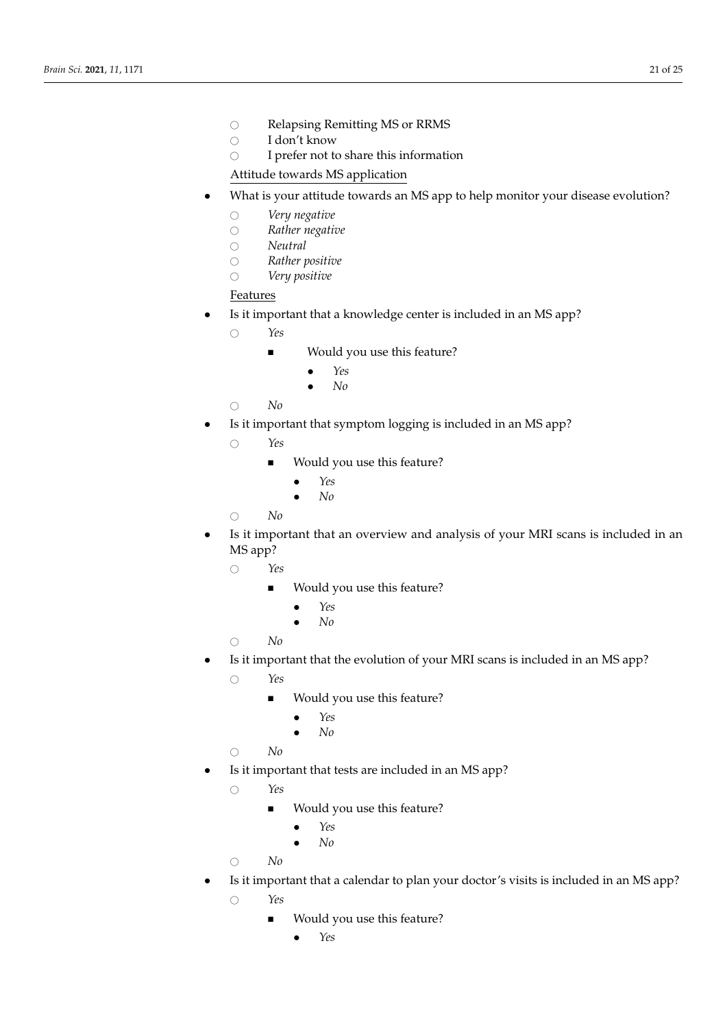- Relapsing Remitting MS or RRMS
- I don't know
- I prefer not to share this information

<u>Attitude towards MS application</u>

- What is your attitude towards an MS app to help monitor your disease evolution?
  - *Very negative*
  - *Rather negative*
  - *Neutral*
  - *Rather positive*
  - *Very positive*

<u>Features</u>

- Is it important that a knowledge center is included in an MS app?
  - *Yes*
    - Would you use this feature?
      - *Yes*
      - *No*
  - *No*
- Is it important that symptom logging is included in an MS app?
  - *Yes*
    - Would you use this feature?
      - *Yes*
      - *No*
  - *No*
- Is it important that an overview and analysis of your MRI scans is included in an MS app?
  - *Yes*
    - Would you use this feature?
      - *Yes*
      - *No*
  - *No*
- Is it important that the evolution of your MRI scans is included in an MS app?
  - *Yes*
    - Would you use this feature?
      - *Yes*
      - *No*
  - *No*
- Is it important that tests are included in an MS app?
  - *Yes*
    - Would you use this feature?
      - *Yes*
      - *No*
  - *No*
- Is it important that a calendar to plan your doctor's visits is included in an MS app?
  - *Yes*
    - Would you use this feature?
      - *Yes*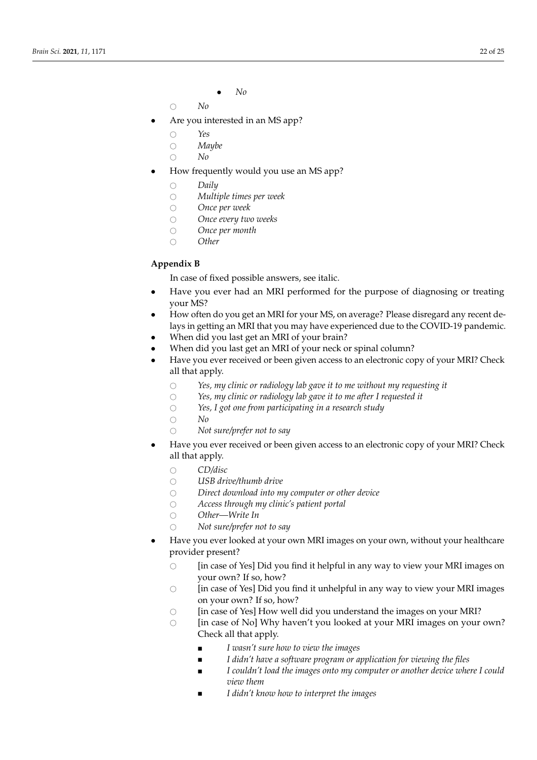- *No*
    - *No*
- Are you interested in an MS app?
    - *Yes*
    - *Maybe*
    - *No*
- How frequently would you use an MS app?
    - *Daily*
    - *Multiple times per week*
    - *Once per week*
    - *Once every two weeks*
    - *Once per month*
    - *Other*

**Appendix B**

In case of fixed possible answers, see italic.

- Have you ever had an MRI performed for the purpose of diagnosing or treating your MS?
- How often do you get an MRI for your MS, on average? Please disregard any recent delays in getting an MRI that you may have experienced due to the COVID-19 pandemic.
- When did you last get an MRI of your brain?
- When did you last get an MRI of your neck or spinal column?
- Have you ever received or been given access to an electronic copy of your MRI? Check all that apply.
    - *Yes, my clinic or radiology lab gave it to me without my requesting it*
    - *Yes, my clinic or radiology lab gave it to me after I requested it*
    - *Yes, I got one from participating in a research study*
    - *No*
    - *Not sure/prefer not to say*
- Have you ever received or been given access to an electronic copy of your MRI? Check all that apply.
    - *CD/disc*
    - *USB drive/thumb drive*
    - *Direct download into my computer or other device*
    - *Access through my clinic's patient portal*
    - *Other—Write In*
    - *Not sure/prefer not to say*
- Have you ever looked at your own MRI images on your own, without your healthcare provider present?
    - [in case of Yes] Did you find it helpful in any way to view your MRI images on your own? If so, how?
    - [in case of Yes] Did you find it unhelpful in any way to view your MRI images on your own? If so, how?
    - [in case of Yes] How well did you understand the images on your MRI?
    - [in case of No] Why haven't you looked at your MRI images on your own? Check all that apply.
        - *I wasn't sure how to view the images*
        - *I didn't have a software program or application for viewing the files*
        - *I couldn't load the images onto my computer or another device where I could view them*
        - *I didn't know how to interpret the images*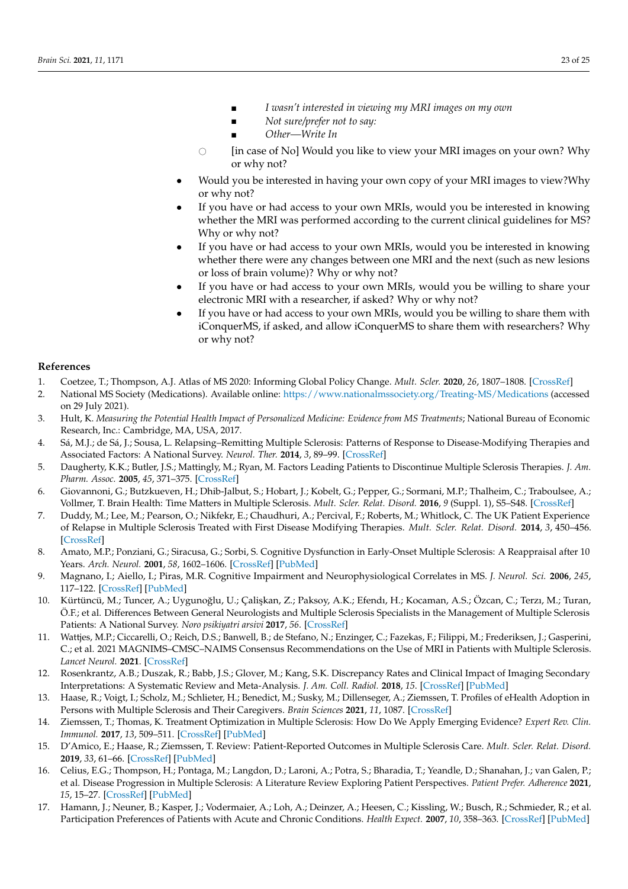- *I wasn't interested in viewing my MRI images on my own*
        - *Not sure/prefer not to say:*
        - *Other—Write In*
    - [in case of No] Would you like to view your MRI images on your own? Why or why not?
- Would you be interested in having your own copy of your MRI images to view?Why or why not?
- If you have or had access to your own MRIs, would you be interested in knowing whether the MRI was performed according to the current clinical guidelines for MS? Why or why not?
- If you have or had access to your own MRIs, would you be interested in knowing whether there were any changes between one MRI and the next (such as new lesions or loss of brain volume)? Why or why not?
- If you have or had access to your own MRIs, would you be willing to share your electronic MRI with a researcher, if asked? Why or why not?
- If you have or had access to your own MRIs, would you be willing to share them with iConquerMS, if asked, and allow iConquerMS to share them with researchers? Why or why not?

## References

1. Coetzee, T.; Thompson, A.J. Atlas of MS 2020: Informing Global Policy Change. *Mult. Scler.* **2020**, *26*, 1807–1808. [CrossRef]
2. National MS Society (Medications). Available online: https://www.nationalmssociety.org/Treating-MS/Medications (accessed on 29 July 2021).
3. Hult, K. *Measuring the Potential Health Impact of Personalized Medicine: Evidence from MS Treatments*; National Bureau of Economic Research, Inc.: Cambridge, MA, USA, 2017.
4. Sá, M.J.; de Sá, J.; Sousa, L. Relapsing–Remitting Multiple Sclerosis: Patterns of Response to Disease-Modifying Therapies and Associated Factors: A National Survey. *Neurol. Ther.* **2014**, *3*, 89–99. [CrossRef]
5. Daugherty, K.K.; Butler, J.S.; Mattingly, M.; Ryan, M. Factors Leading Patients to Discontinue Multiple Sclerosis Therapies. *J. Am. Pharm. Assoc.* **2005**, *45*, 371–375. [CrossRef]
6. Giovannoni, G.; Butzkueven, H.; Dhib-Jalbut, S.; Hobart, J.; Kobelt, G.; Pepper, G.; Sormani, M.P.; Thalheim, C.; Traboulsee, A.; Vollmer, T. Brain Health: Time Matters in Multiple Sclerosis. *Mult. Scler. Relat. Disord.* **2016**, *9* (Suppl. 1), S5–S48. [CrossRef]
7. Duddy, M.; Lee, M.; Pearson, O.; Nikfekr, E.; Chaudhuri, A.; Percival, F.; Roberts, M.; Whitlock, C. The UK Patient Experience of Relapse in Multiple Sclerosis Treated with First Disease Modifying Therapies. *Mult. Scler. Relat. Disord.* **2014**, *3*, 450–456. [CrossRef]
8. Amato, M.P.; Ponziani, G.; Siracusa, G.; Sorbi, S. Cognitive Dysfunction in Early-Onset Multiple Sclerosis: A Reappraisal after 10 Years. *Arch. Neurol.* **2001**, *58*, 1602–1606. [CrossRef] [PubMed]
9. Magnano, I.; Aiello, I.; Piras, M.R. Cognitive Impairment and Neurophysiological Correlates in MS. *J. Neurol. Sci.* **2006**, *245*, 117–122. [CrossRef] [PubMed]
10. Kürtüncü, M.; Tuncer, A.; Uygunoğlu, U.; Çalişkan, Z.; Paksoy, A.K.; Efendı, H.; Kocaman, A.S.; Özcan, C.; Terzı, M.; Turan, Ö.F.; et al. Differences Between General Neurologists and Multiple Sclerosis Specialists in the Management of Multiple Sclerosis Patients: A National Survey. *Noro psikiyatri arsivi* **2017**, *56*. [CrossRef]
11. Wattjes, M.P.; Ciccarelli, O.; Reich, D.S.; Banwell, B.; de Stefano, N.; Enzinger, C.; Fazekas, F.; Filippi, M.; Frederiksen, J.; Gasperini, C.; et al. 2021 MAGNIMS–CMSC–NAIMS Consensus Recommendations on the Use of MRI in Patients with Multiple Sclerosis. *Lancet Neurol.* **2021**. [CrossRef]
12. Rosenkrantz, A.B.; Duszak, R.; Babb, J.S.; Glover, M.; Kang, S.K. Discrepancy Rates and Clinical Impact of Imaging Secondary Interpretations: A Systematic Review and Meta-Analysis. *J. Am. Coll. Radiol.* **2018**, *15*. [CrossRef] [PubMed]
13. Haase, R.; Voigt, I.; Scholz, M.; Schlieter, H.; Benedict, M.; Susky, M.; Dillenseger, A.; Ziemssen, T. Profiles of eHealth Adoption in Persons with Multiple Sclerosis and Their Caregivers. *Brain Sciences* **2021**, *11*, 1087. [CrossRef]
14. Ziemssen, T.; Thomas, K. Treatment Optimization in Multiple Sclerosis: How Do We Apply Emerging Evidence? *Expert Rev. Clin. Immunol.* **2017**, *13*, 509–511. [CrossRef] [PubMed]
15. D'Amico, E.; Haase, R.; Ziemssen, T. Review: Patient-Reported Outcomes in Multiple Sclerosis Care. *Mult. Scler. Relat. Disord.* **2019**, *33*, 61–66. [CrossRef] [PubMed]
16. Celius, E.G.; Thompson, H.; Pontaga, M.; Langdon, D.; Laroni, A.; Potra, S.; Bharadia, T.; Yeandle, D.; Shanahan, J.; van Galen, P.; et al. Disease Progression in Multiple Sclerosis: A Literature Review Exploring Patient Perspectives. *Patient Prefer. Adherence* **2021**, *15*, 15–27. [CrossRef] [PubMed]
17. Hamann, J.; Neuner, B.; Kasper, J.; Vodermaier, A.; Loh, A.; Deinzer, A.; Heesen, C.; Kissling, W.; Busch, R.; Schmieder, R.; et al. Participation Preferences of Patients with Acute and Chronic Conditions. *Health Expect.* **2007**, *10*, 358–363. [CrossRef] [PubMed]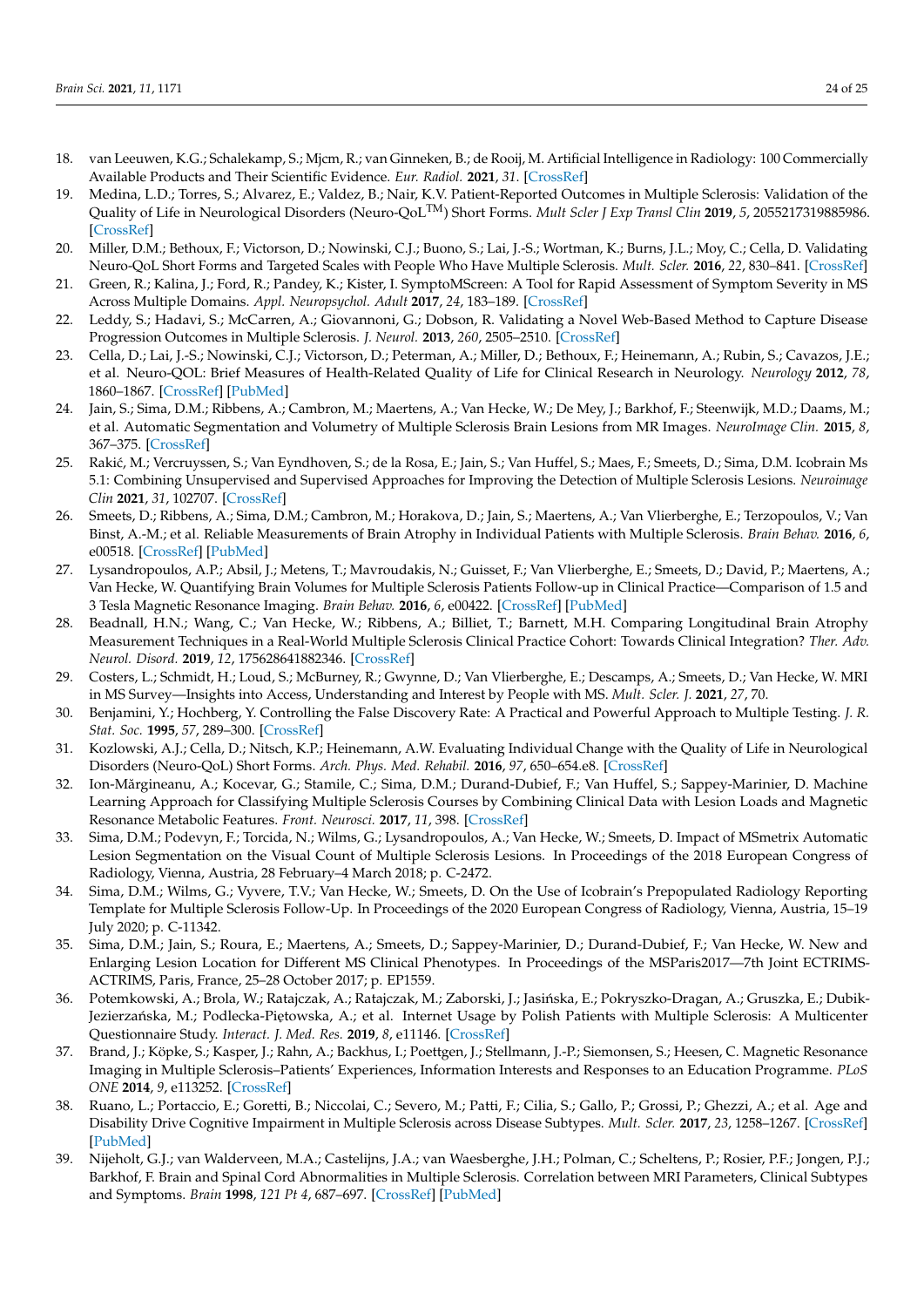18. van Leeuwen, K.G.; Schalekamp, S.; Mjcm, R.; van Ginneken, B.; de Rooij, M. Artificial Intelligence in Radiology: 100 Commercially Available Products and Their Scientific Evidence. *Eur. Radiol.* **2021**, *31*. [CrossRef]
19. Medina, L.D.; Torres, S.; Alvarez, E.; Valdez, B.; Nair, K.V. Patient-Reported Outcomes in Multiple Sclerosis: Validation of the Quality of Life in Neurological Disorders (Neuro-QoL$^{TM}$) Short Forms. *Mult Scler J Exp Transl Clin* **2019**, *5*, 2055217319885986. [CrossRef]
20. Miller, D.M.; Bethoux, F.; Victorson, D.; Nowinski, C.J.; Buono, S.; Lai, J.-S.; Wortman, K.; Burns, J.L.; Moy, C.; Cella, D. Validating Neuro-QoL Short Forms and Targeted Scales with People Who Have Multiple Sclerosis. *Mult. Scler.* **2016**, *22*, 830–841. [CrossRef]
21. Green, R.; Kalina, J.; Ford, R.; Pandey, K.; Kister, I. SymptoMScreen: A Tool for Rapid Assessment of Symptom Severity in MS Across Multiple Domains. *Appl. Neuropsychol. Adult* **2017**, *24*, 183–189. [CrossRef]
22. Leddy, S.; Hadavi, S.; McCarren, A.; Giovannoni, G.; Dobson, R. Validating a Novel Web-Based Method to Capture Disease Progression Outcomes in Multiple Sclerosis. *J. Neurol.* **2013**, *260*, 2505–2510. [CrossRef]
23. Cella, D.; Lai, J.-S.; Nowinski, C.J.; Victorson, D.; Peterman, A.; Miller, D.; Bethoux, F.; Heinemann, A.; Rubin, S.; Cavazos, J.E.; et al. Neuro-QOL: Brief Measures of Health-Related Quality of Life for Clinical Research in Neurology. *Neurology* **2012**, *78*, 1860–1867. [CrossRef] [PubMed]
24. Jain, S.; Sima, D.M.; Ribbens, A.; Cambron, M.; Maertens, A.; Van Hecke, W.; De Mey, J.; Barkhof, F.; Steenwijk, M.D.; Daams, M.; et al. Automatic Segmentation and Volumetry of Multiple Sclerosis Brain Lesions from MR Images. *NeuroImage Clin.* **2015**, *8*, 367–375. [CrossRef]
25. Rakić, M.; Vercruyssen, S.; Van Eyndhoven, S.; de la Rosa, E.; Jain, S.; Van Huffel, S.; Maes, F.; Smeets, D.; Sima, D.M. Icobrain Ms 5.1: Combining Unsupervised and Supervised Approaches for Improving the Detection of Multiple Sclerosis Lesions. *Neuroimage Clin* **2021**, *31*, 102707. [CrossRef]
26. Smeets, D.; Ribbens, A.; Sima, D.M.; Cambron, M.; Horakova, D.; Jain, S.; Maertens, A.; Van Vlierberghe, E.; Terzopoulos, V.; Van Binst, A.-M.; et al. Reliable Measurements of Brain Atrophy in Individual Patients with Multiple Sclerosis. *Brain Behav.* **2016**, *6*, e00518. [CrossRef] [PubMed]
27. Lysandropoulos, A.P.; Absil, J.; Metens, T.; Mavroudakis, N.; Guisset, F.; Van Vlierberghe, E.; Smeets, D.; David, P.; Maertens, A.; Van Hecke, W. Quantifying Brain Volumes for Multiple Sclerosis Patients Follow-up in Clinical Practice—Comparison of 1.5 and 3 Tesla Magnetic Resonance Imaging. *Brain Behav.* **2016**, *6*, e00422. [CrossRef] [PubMed]
28. Beadnall, H.N.; Wang, C.; Van Hecke, W.; Ribbens, A.; Billiet, T.; Barnett, M.H. Comparing Longitudinal Brain Atrophy Measurement Techniques in a Real-World Multiple Sclerosis Clinical Practice Cohort: Towards Clinical Integration? *Ther. Adv. Neurol. Disord.* **2019**, *12*, 175628641882346. [CrossRef]
29. Costers, L.; Schmidt, H.; Loud, S.; McBurney, R.; Gwynne, D.; Van Vlierberghe, E.; Descamps, A.; Smeets, D.; Van Hecke, W. MRI in MS Survey—Insights into Access, Understanding and Interest by People with MS. *Mult. Scler. J.* **2021**, *27*, 70.
30. Benjamini, Y.; Hochberg, Y. Controlling the False Discovery Rate: A Practical and Powerful Approach to Multiple Testing. *J. R. Stat. Soc.* **1995**, *57*, 289–300. [CrossRef]
31. Kozlowski, A.J.; Cella, D.; Nitsch, K.P.; Heinemann, A.W. Evaluating Individual Change with the Quality of Life in Neurological Disorders (Neuro-QoL) Short Forms. *Arch. Phys. Med. Rehabil.* **2016**, *97*, 650–654.e8. [CrossRef]
32. Ion-Mărgineanu, A.; Kocevar, G.; Stamile, C.; Sima, D.M.; Durand-Dubief, F.; Van Huffel, S.; Sappey-Marinier, D. Machine Learning Approach for Classifying Multiple Sclerosis Courses by Combining Clinical Data with Lesion Loads and Magnetic Resonance Metabolic Features. *Front. Neurosci.* **2017**, *11*, 398. [CrossRef]
33. Sima, D.M.; Podevyn, F.; Torcida, N.; Wilms, G.; Lysandropoulos, A.; Van Hecke, W.; Smeets, D. Impact of MSmetrix Automatic Lesion Segmentation on the Visual Count of Multiple Sclerosis Lesions. In Proceedings of the 2018 European Congress of Radiology, Vienna, Austria, 28 February–4 March 2018; p. C-2472.
34. Sima, D.M.; Wilms, G.; Vyvere, T.V.; Van Hecke, W.; Smeets, D. On the Use of Icobrain's Prepopulated Radiology Reporting Template for Multiple Sclerosis Follow-Up. In Proceedings of the 2020 European Congress of Radiology, Vienna, Austria, 15–19 July 2020; p. C-11342.
35. Sima, D.M.; Jain, S.; Roura, E.; Maertens, A.; Smeets, D.; Sappey-Marinier, D.; Durand-Dubief, F.; Van Hecke, W. New and Enlarging Lesion Location for Different MS Clinical Phenotypes. In Proceedings of the MSParis2017—7th Joint ECTRIMS-ACTRIMS, Paris, France, 25–28 October 2017; p. EP1559.
36. Potemkowski, A.; Brola, W.; Ratajczak, A.; Ratajczak, M.; Zaborski, J.; Jasińska, E.; Pokryszko-Dragan, A.; Gruszka, E.; Dubik-Jezierzańska, M.; Podlecka-Piętowska, A.; et al. Internet Usage by Polish Patients with Multiple Sclerosis: A Multicenter Questionnaire Study. *Interact. J. Med. Res.* **2019**, *8*, e11146. [CrossRef]
37. Brand, J.; Köpke, S.; Kasper, J.; Rahn, A.; Backhus, I.; Poettgen, J.; Stellmann, J.-P.; Siemonsen, S.; Heesen, C. Magnetic Resonance Imaging in Multiple Sclerosis–Patients' Experiences, Information Interests and Responses to an Education Programme. *PLoS ONE* **2014**, *9*, e113252. [CrossRef]
38. Ruano, L.; Portaccio, E.; Goretti, B.; Niccolai, C.; Severo, M.; Patti, F.; Cilia, S.; Gallo, P.; Grossi, P.; Ghezzi, A.; et al. Age and Disability Drive Cognitive Impairment in Multiple Sclerosis across Disease Subtypes. *Mult. Scler.* **2017**, *23*, 1258–1267. [CrossRef] [PubMed]
39. Nijeholt, G.J.; van Walderveen, M.A.; Castelijns, J.A.; van Waesberghe, J.H.; Polman, C.; Scheltens, P.; Rosier, P.F.; Jongen, P.J.; Barkhof, F. Brain and Spinal Cord Abnormalities in Multiple Sclerosis. Correlation between MRI Parameters, Clinical Subtypes and Symptoms. *Brain* **1998**, *121 Pt 4*, 687–697. [CrossRef] [PubMed]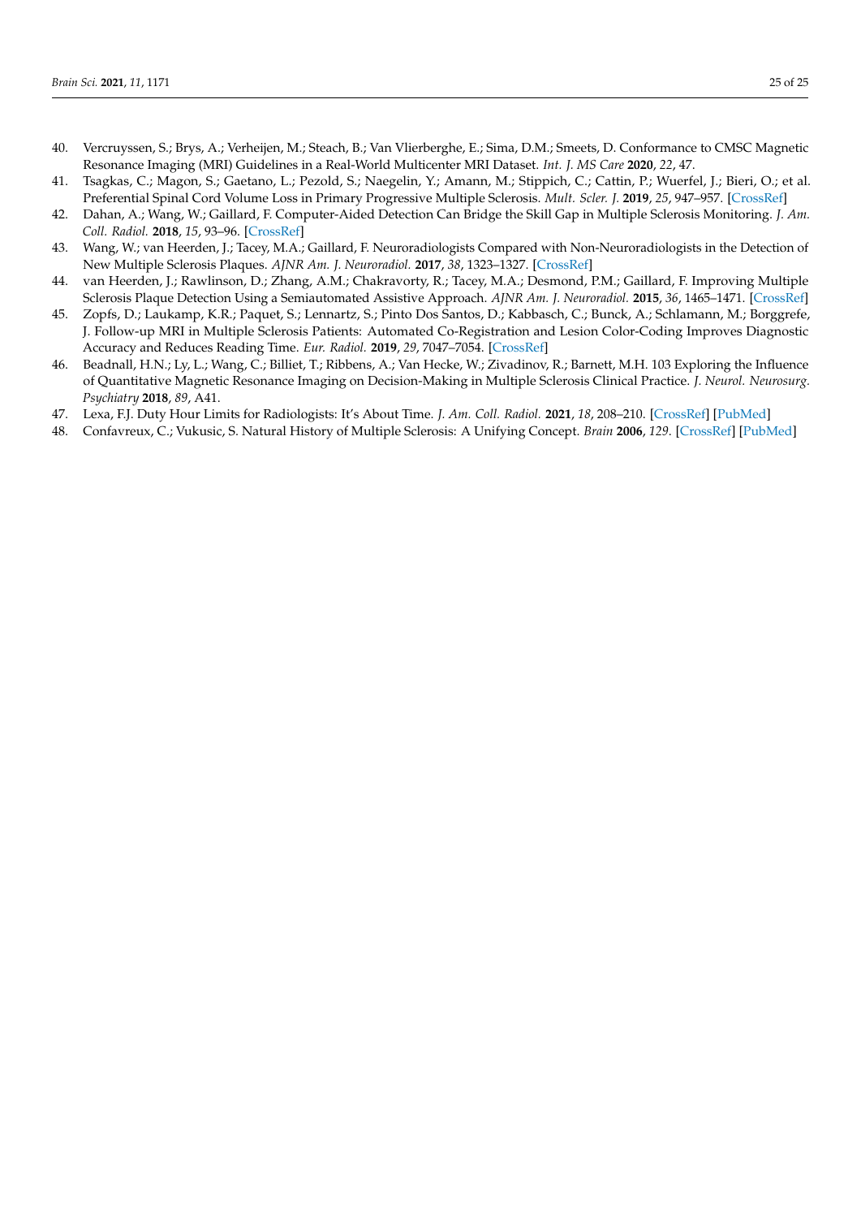40. Vercruyssen, S.; Brys, A.; Verheijen, M.; Steach, B.; Van Vlierberghe, E.; Sima, D.M.; Smeets, D. Conformance to CMSC Magnetic Resonance Imaging (MRI) Guidelines in a Real-World Multicenter MRI Dataset. *Int. J. MS Care* **2020**, *22*, 47.
41. Tsagkas, C.; Magon, S.; Gaetano, L.; Pezold, S.; Naegelin, Y.; Amann, M.; Stippich, C.; Cattin, P.; Wuerfel, J.; Bieri, O.; et al. Preferential Spinal Cord Volume Loss in Primary Progressive Multiple Sclerosis. *Mult. Scler. J.* **2019**, *25*, 947–957. [CrossRef]
42. Dahan, A.; Wang, W.; Gaillard, F. Computer-Aided Detection Can Bridge the Skill Gap in Multiple Sclerosis Monitoring. *J. Am. Coll. Radiol.* **2018**, *15*, 93–96. [CrossRef]
43. Wang, W.; van Heerden, J.; Tacey, M.A.; Gaillard, F. Neuroradiologists Compared with Non-Neuroradiologists in the Detection of New Multiple Sclerosis Plaques. *AJNR Am. J. Neuroradiol.* **2017**, *38*, 1323–1327. [CrossRef]
44. van Heerden, J.; Rawlinson, D.; Zhang, A.M.; Chakravorty, R.; Tacey, M.A.; Desmond, P.M.; Gaillard, F. Improving Multiple Sclerosis Plaque Detection Using a Semiautomated Assistive Approach. *AJNR Am. J. Neuroradiol.* **2015**, *36*, 1465–1471. [CrossRef]
45. Zopfs, D.; Laukamp, K.R.; Paquet, S.; Lennartz, S.; Pinto Dos Santos, D.; Kabbasch, C.; Bunck, A.; Schlamann, M.; Borggrefe, J. Follow-up MRI in Multiple Sclerosis Patients: Automated Co-Registration and Lesion Color-Coding Improves Diagnostic Accuracy and Reduces Reading Time. *Eur. Radiol.* **2019**, *29*, 7047–7054. [CrossRef]
46. Beadnall, H.N.; Ly, L.; Wang, C.; Billiet, T.; Ribbens, A.; Van Hecke, W.; Zivadinov, R.; Barnett, M.H. 103 Exploring the Influence of Quantitative Magnetic Resonance Imaging on Decision-Making in Multiple Sclerosis Clinical Practice. *J. Neurol. Neurosurg. Psychiatry* **2018**, *89*, A41.
47. Lexa, F.J. Duty Hour Limits for Radiologists: It's About Time. *J. Am. Coll. Radiol.* **2021**, *18*, 208–210. [CrossRef] [PubMed]
48. Confavreux, C.; Vukusic, S. Natural History of Multiple Sclerosis: A Unifying Concept. *Brain* **2006**, *129*. [CrossRef] [PubMed]